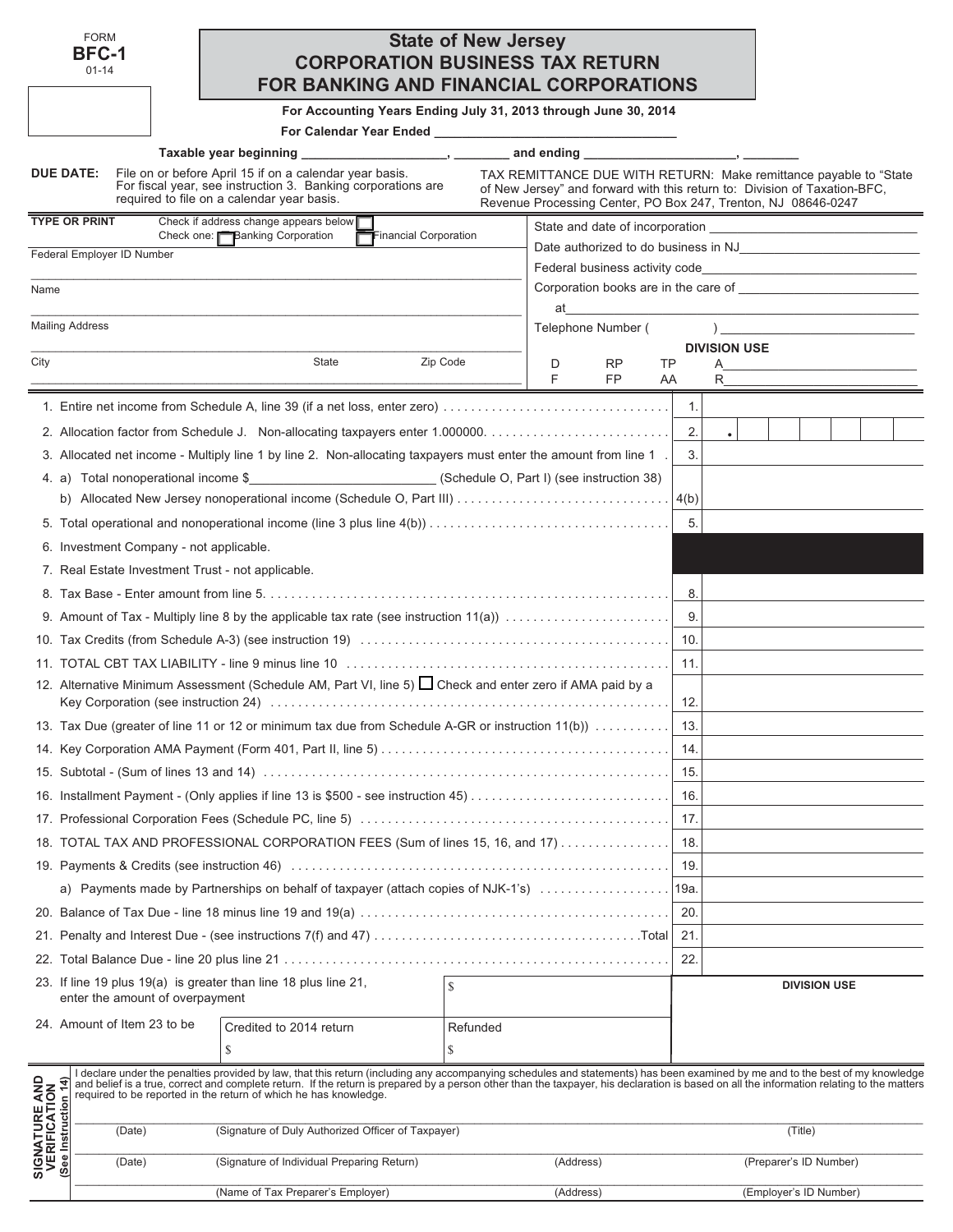FORM
**BFC-1**
01-14

# State of New Jersey
## CORPORATION BUSINESS TAX RETURN FOR BANKING AND FINANCIAL CORPORATIONS

**For Accounting Years Ending July 31, 2013 through June 30, 2014**

**For Calendar Year Ended** ______________________________

**Taxable year beginning** __________________, ________ **and ending** __________________, ________

**DUE DATE:** File on or before April 15 if on a calendar year basis. For fiscal year, see instruction 3. Banking corporations are required to file on a calendar year basis.

TAX REMITTANCE DUE WITH RETURN: Make remittance payable to "State of New Jersey" and forward with this return to: Division of Taxation-BFC, Revenue Processing Center, PO Box 247, Trenton, NJ 08646-0247

**TYPE OR PRINT**

Check if address change appears below ☐

Check one: ☐ Banking Corporation ☐ Financial Corporation

Federal Employer ID Number ______________________________

Name ______________________________

Mailing Address ______________________________

City ______________ State ______________ Zip Code ______________

State and date of incorporation ______________________________

Date authorized to do business in NJ ______________________________

Federal business activity code ______________________________

Corporation books are in the care of ______________________________

at ______________________________

Telephone Number ( ) ______________________________

**DIVISION USE**

| D | RP | TP | A |
|---|---|---|---|
| F | FP | AA | R |

| Line | Description | | Amount |
|---|---|---|---|
| 1. | Entire net income from Schedule A, line 39 (if a net loss, enter zero) | 1. | |
| 2. | Allocation factor from Schedule J. Non-allocating taxpayers enter 1.000000. | 2. | • |
| 3. | Allocated net income - Multiply line 1 by line 2. Non-allocating taxpayers must enter the amount from line 1 | 3. | |
| 4. | a) Total nonoperational income $__________ (Schedule O, Part I) (see instruction 38) | | |
| | b) Allocated New Jersey nonoperational income (Schedule O, Part III) | 4(b) | |
| 5. | Total operational and nonoperational income (line 3 plus line 4(b)) | 5. | |
| 6. | Investment Company - not applicable. | | |
| 7. | Real Estate Investment Trust - not applicable. | | |
| 8. | Tax Base - Enter amount from line 5. | 8. | |
| 9. | Amount of Tax - Multiply line 8 by the applicable tax rate (see instruction 11(a)) | 9. | |
| 10. | Tax Credits (from Schedule A-3) (see instruction 19) | 10. | |
| 11. | TOTAL CBT TAX LIABILITY - line 9 minus line 10 | 11. | |
| 12. | Alternative Minimum Assessment (Schedule AM, Part VI, line 5) ☐ Check and enter zero if AMA paid by a Key Corporation (see instruction 24) | 12. | |
| 13. | Tax Due (greater of line 11 or 12 or minimum tax due from Schedule A-GR or instruction 11(b)) | 13. | |
| 14. | Key Corporation AMA Payment (Form 401, Part II, line 5) | 14. | |
| 15. | Subtotal - (Sum of lines 13 and 14) | 15. | |
| 16. | Installment Payment - (Only applies if line 13 is $500 - see instruction 45) | 16. | |
| 17. | Professional Corporation Fees (Schedule PC, line 5) | 17. | |
| 18. | TOTAL TAX AND PROFESSIONAL CORPORATION FEES (Sum of lines 15, 16, and 17) | 18. | |
| 19. | Payments & Credits (see instruction 46) | 19. | |
| | a) Payments made by Partnerships on behalf of taxpayer (attach copies of NJK-1's) | 19a. | |
| 20. | Balance of Tax Due - line 18 minus line 19 and 19(a) | 20. | |
| 21. | Penalty and Interest Due - (see instructions 7(f) and 47) Total | 21. | |
| 22. | Total Balance Due - line 20 plus line 21 | 22. | |

23. If line 19 plus 19(a) is greater than line 18 plus line 21, enter the amount of overpayment $ ______________

24. Amount of Item 23 to be

| Credited to 2014 return | Refunded |
|---|---|
| $ | $ |

**DIVISION USE**

**SIGNATURE AND VERIFICATION (See Instruction 14)**

I declare under the penalties provided by law, that this return (including any accompanying schedules and statements) has been examined by me and to the best of my knowledge and belief is a true, correct and complete return. If the return is prepared by a person other than the taxpayer, his declaration is based on all the information relating to the matters required to be reported in the return of which he has knowledge.

| (Date) | (Signature of Duly Authorized Officer of Taxpayer) | | (Title) |
|---|---|---|---|
| (Date) | (Signature of Individual Preparing Return) | (Address) | (Preparer's ID Number) |
| | (Name of Tax Preparer's Employer) | (Address) | (Employer's ID Number) |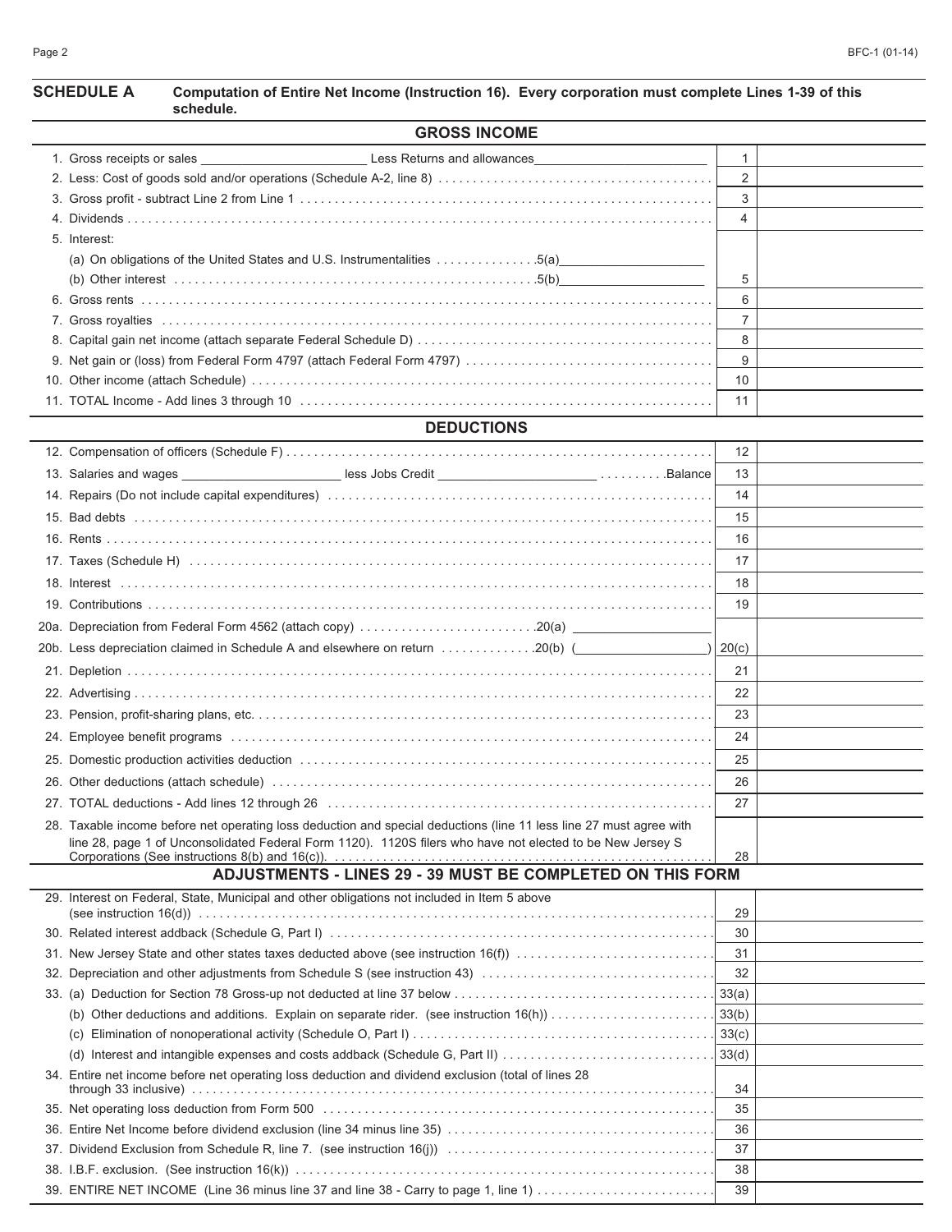## SCHEDULE A — Computation of Entire Net Income (Instruction 16). Every corporation must complete Lines 1-39 of this schedule.

### GROSS INCOME

| | Line | Amount |
|---|---|---|
| 1. Gross receipts or sales ______ Less Returns and allowances ______ | 1 | |
| 2. Less: Cost of goods sold and/or operations (Schedule A-2, line 8) | 2 | |
| 3. Gross profit - subtract Line 2 from Line 1 | 3 | |
| 4. Dividends | 4 | |
| 5. Interest: (a) On obligations of the United States and U.S. Instrumentalities 5(a) ______ (b) Other interest 5(b) ______ | 5 | |
| 6. Gross rents | 6 | |
| 7. Gross royalties | 7 | |
| 8. Capital gain net income (attach separate Federal Schedule D) | 8 | |
| 9. Net gain or (loss) from Federal Form 4797 (attach Federal Form 4797) | 9 | |
| 10. Other income (attach Schedule) | 10 | |
| 11. TOTAL Income - Add lines 3 through 10 | 11 | |

### DEDUCTIONS

| | Line | Amount |
|---|---|---|
| 12. Compensation of officers (Schedule F) | 12 | |
| 13. Salaries and wages ______ less Jobs Credit ______ Balance | 13 | |
| 14. Repairs (Do not include capital expenditures) | 14 | |
| 15. Bad debts | 15 | |
| 16. Rents | 16 | |
| 17. Taxes (Schedule H) | 17 | |
| 18. Interest | 18 | |
| 19. Contributions | 19 | |
| 20a. Depreciation from Federal Form 4562 (attach copy) 20(a) ______ 20b. Less depreciation claimed in Schedule A and elsewhere on return 20(b) ( ______ ) | 20(c) | |
| 21. Depletion | 21 | |
| 22. Advertising | 22 | |
| 23. Pension, profit-sharing plans, etc. | 23 | |
| 24. Employee benefit programs | 24 | |
| 25. Domestic production activities deduction | 25 | |
| 26. Other deductions (attach schedule) | 26 | |
| 27. TOTAL deductions - Add lines 12 through 26 | 27 | |
| 28. Taxable income before net operating loss deduction and special deductions (line 11 less line 27 must agree with line 28, page 1 of Unconsolidated Federal Form 1120). 1120S filers who have not elected to be New Jersey S Corporations (See instructions 8(b) and 16(c)). | 28 | |

### ADJUSTMENTS - LINES 29 - 39 MUST BE COMPLETED ON THIS FORM

| | Line | Amount |
|---|---|---|
| 29. Interest on Federal, State, Municipal and other obligations not included in Item 5 above (see instruction 16(d)) | 29 | |
| 30. Related interest addback (Schedule G, Part I) | 30 | |
| 31. New Jersey State and other states taxes deducted above (see instruction 16(f)) | 31 | |
| 32. Depreciation and other adjustments from Schedule S (see instruction 43) | 32 | |
| 33. (a) Deduction for Section 78 Gross-up not deducted at line 37 below | 33(a) | |
| (b) Other deductions and additions. Explain on separate rider. (see instruction 16(h)) | 33(b) | |
| (c) Elimination of nonoperational activity (Schedule O, Part I) | 33(c) | |
| (d) Interest and intangible expenses and costs addback (Schedule G, Part II) | 33(d) | |
| 34. Entire net income before net operating loss deduction and dividend exclusion (total of lines 28 through 33 inclusive) | 34 | |
| 35. Net operating loss deduction from Form 500 | 35 | |
| 36. Entire Net Income before dividend exclusion (line 34 minus line 35) | 36 | |
| 37. Dividend Exclusion from Schedule R, line 7. (see instruction 16(j)) | 37 | |
| 38. I.B.F. exclusion. (See instruction 16(k)) | 38 | |
| 39. ENTIRE NET INCOME (Line 36 minus line 37 and line 38 - Carry to page 1, line 1) | 39 | |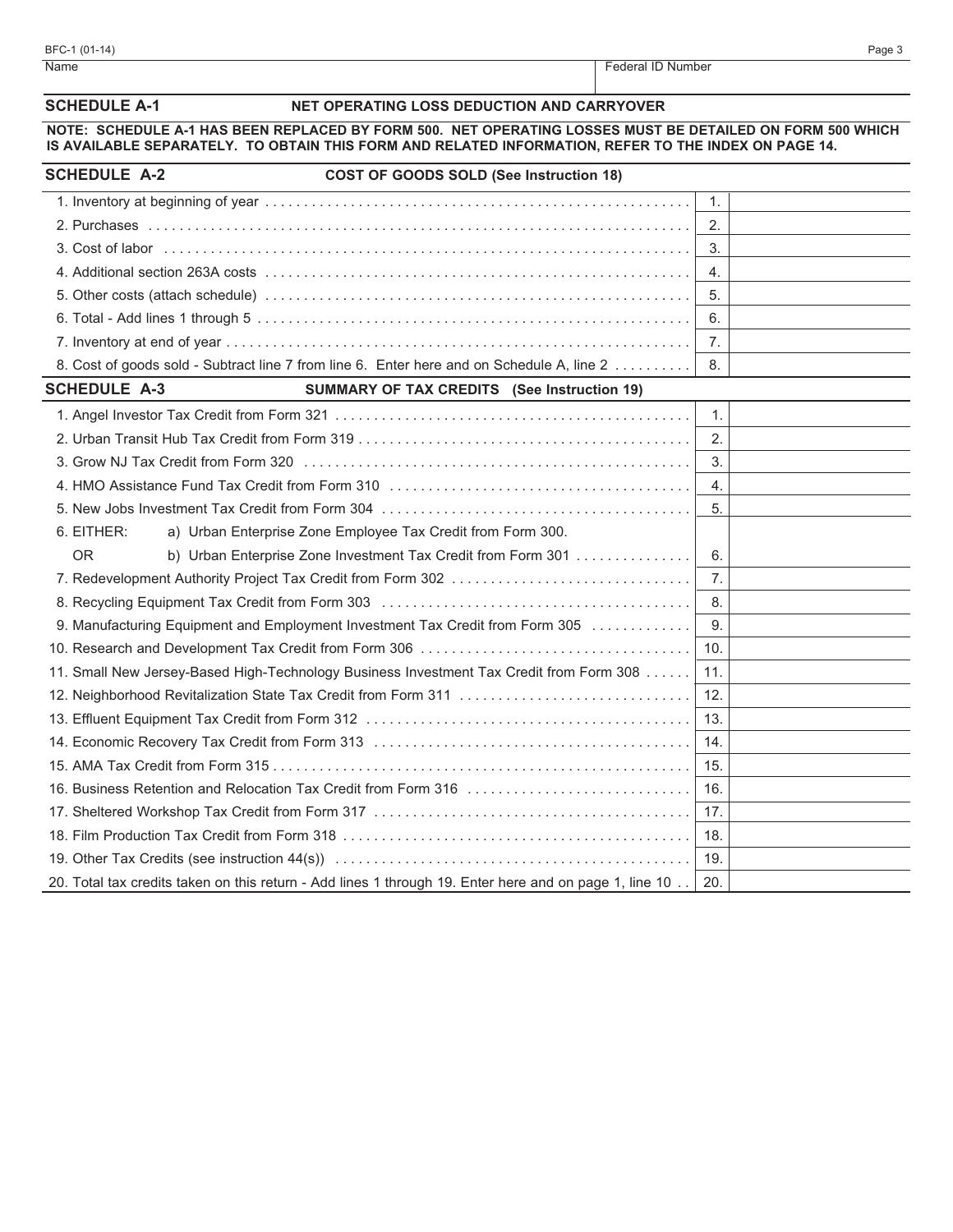| Name | Federal ID Number |
|---|---|
| | |

## SCHEDULE A-1 NET OPERATING LOSS DEDUCTION AND CARRYOVER

**NOTE: SCHEDULE A-1 HAS BEEN REPLACED BY FORM 500. NET OPERATING LOSSES MUST BE DETAILED ON FORM 500 WHICH IS AVAILABLE SEPARATELY. TO OBTAIN THIS FORM AND RELATED INFORMATION, REFER TO THE INDEX ON PAGE 14.**

## SCHEDULE A-2 COST OF GOODS SOLD (See Instruction 18)

| | | |
|---|---|---|
| 1. Inventory at beginning of year | 1. | |
| 2. Purchases | 2. | |
| 3. Cost of labor | 3. | |
| 4. Additional section 263A costs | 4. | |
| 5. Other costs (attach schedule) | 5. | |
| 6. Total - Add lines 1 through 5 | 6. | |
| 7. Inventory at end of year | 7. | |
| 8. Cost of goods sold - Subtract line 7 from line 6. Enter here and on Schedule A, line 2 | 8. | |

## SCHEDULE A-3 SUMMARY OF TAX CREDITS (See Instruction 19)

| | | |
|---|---|---|
| 1. Angel Investor Tax Credit from Form 321 | 1. | |
| 2. Urban Transit Hub Tax Credit from Form 319 | 2. | |
| 3. Grow NJ Tax Credit from Form 320 | 3. | |
| 4. HMO Assistance Fund Tax Credit from Form 310 | 4. | |
| 5. New Jobs Investment Tax Credit from Form 304 | 5. | |
| 6. EITHER: a) Urban Enterprise Zone Employee Tax Credit from Form 300. OR b) Urban Enterprise Zone Investment Tax Credit from Form 301 | 6. | |
| 7. Redevelopment Authority Project Tax Credit from Form 302 | 7. | |
| 8. Recycling Equipment Tax Credit from Form 303 | 8. | |
| 9. Manufacturing Equipment and Employment Investment Tax Credit from Form 305 | 9. | |
| 10. Research and Development Tax Credit from Form 306 | 10. | |
| 11. Small New Jersey-Based High-Technology Business Investment Tax Credit from Form 308 | 11. | |
| 12. Neighborhood Revitalization State Tax Credit from Form 311 | 12. | |
| 13. Effluent Equipment Tax Credit from Form 312 | 13. | |
| 14. Economic Recovery Tax Credit from Form 313 | 14. | |
| 15. AMA Tax Credit from Form 315 | 15. | |
| 16. Business Retention and Relocation Tax Credit from Form 316 | 16. | |
| 17. Sheltered Workshop Tax Credit from Form 317 | 17. | |
| 18. Film Production Tax Credit from Form 318 | 18. | |
| 19. Other Tax Credits (see instruction 44(s)) | 19. | |
| 20. Total tax credits taken on this return - Add lines 1 through 19. Enter here and on page 1, line 10 | 20. | |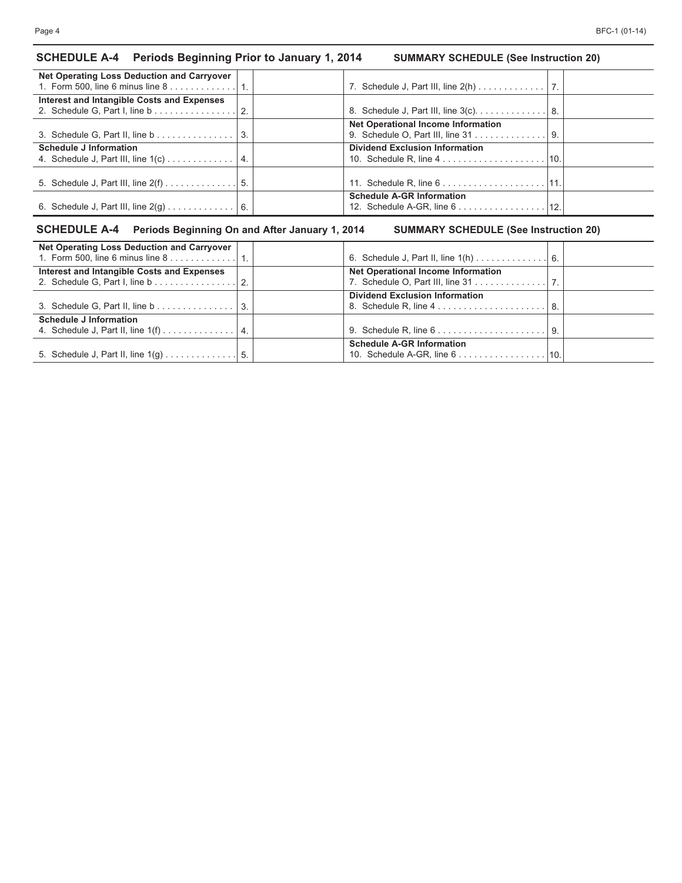## SCHEDULE A-4 Periods Beginning Prior to January 1, 2014 SUMMARY SCHEDULE (See Instruction 20)

| | | | | | |
|---|---|---|---|---|---|
| **Net Operating Loss Deduction and Carryover**<br>1. Form 500, line 6 minus line 8 | 1. | | 7. Schedule J, Part III, line 2(h) | 7. | |
| **Interest and Intangible Costs and Expenses**<br>2. Schedule G, Part I, line b | 2. | | 8. Schedule J, Part III, line 3(c). | 8. | |
| 3. Schedule G, Part II, line b | 3. | | **Net Operational Income Information**<br>9. Schedule O, Part III, line 31 | 9. | |
| **Schedule J Information**<br>4. Schedule J, Part III, line 1(c) | 4. | | **Dividend Exclusion Information**<br>10. Schedule R, line 4 | 10. | |
| 5. Schedule J, Part III, line 2(f) | 5. | | 11. Schedule R, line 6 | 11. | |
| 6. Schedule J, Part III, line 2(g) | 6. | | **Schedule A-GR Information**<br>12. Schedule A-GR, line 6 | 12. | |

## SCHEDULE A-4 Periods Beginning On and After January 1, 2014 SUMMARY SCHEDULE (See Instruction 20)

| | | | | | |
|---|---|---|---|---|---|
| **Net Operating Loss Deduction and Carryover**<br>1. Form 500, line 6 minus line 8 | 1. | | 6. Schedule J, Part II, line 1(h) | 6. | |
| **Interest and Intangible Costs and Expenses**<br>2. Schedule G, Part I, line b | 2. | | **Net Operational Income Information**<br>7. Schedule O, Part III, line 31 | 7. | |
| 3. Schedule G, Part II, line b | 3. | | **Dividend Exclusion Information**<br>8. Schedule R, line 4 | 8. | |
| **Schedule J Information**<br>4. Schedule J, Part II, line 1(f) | 4. | | 9. Schedule R, line 6 | 9. | |
| 5. Schedule J, Part II, line 1(g) | 5. | | **Schedule A-GR Information**<br>10. Schedule A-GR, line 6 | 10. | |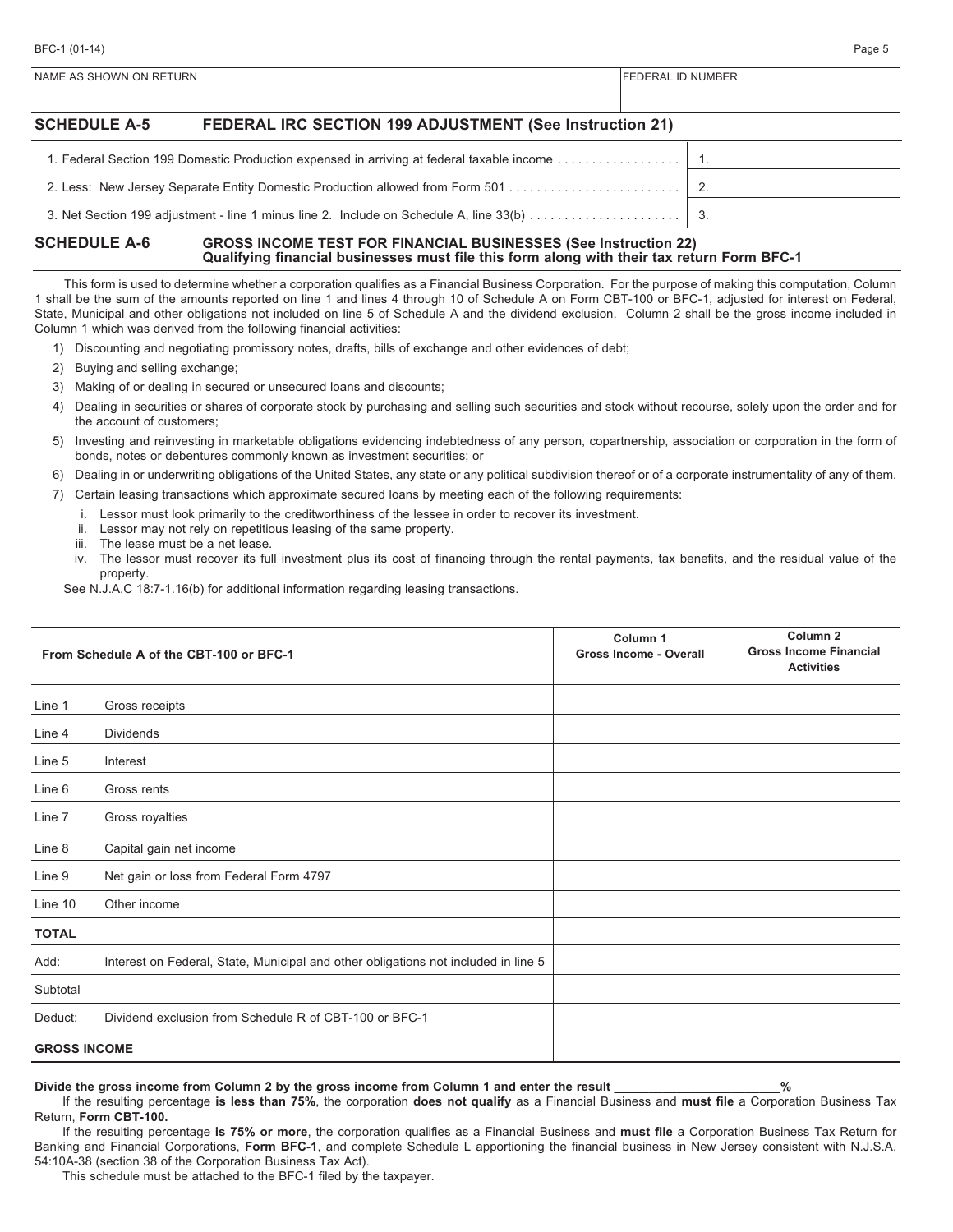| NAME AS SHOWN ON RETURN | FEDERAL ID NUMBER |
| --- | --- |
| | |

## SCHEDULE A-5 FEDERAL IRC SECTION 199 ADJUSTMENT (See Instruction 21)

| | | |
| --- | --- | --- |
| 1. Federal Section 199 Domestic Production expensed in arriving at federal taxable income | 1. | |
| 2. Less: New Jersey Separate Entity Domestic Production allowed from Form 501 | 2. | |
| 3. Net Section 199 adjustment - line 1 minus line 2. Include on Schedule A, line 33(b) | 3. | |

## SCHEDULE A-6 GROSS INCOME TEST FOR FINANCIAL BUSINESSES (See Instruction 22)

**Qualifying financial businesses must file this form along with their tax return Form BFC-1**

This form is used to determine whether a corporation qualifies as a Financial Business Corporation. For the purpose of making this computation, Column 1 shall be the sum of the amounts reported on line 1 and lines 4 through 10 of Schedule A on Form CBT-100 or BFC-1, adjusted for interest on Federal, State, Municipal and other obligations not included on line 5 of Schedule A and the dividend exclusion. Column 2 shall be the gross income included in Column 1 which was derived from the following financial activities:

1) Discounting and negotiating promissory notes, drafts, bills of exchange and other evidences of debt;
2) Buying and selling exchange;
3) Making of or dealing in secured or unsecured loans and discounts;
4) Dealing in securities or shares of corporate stock by purchasing and selling such securities and stock without recourse, solely upon the order and for the account of customers;
5) Investing and reinvesting in marketable obligations evidencing indebtedness of any person, copartnership, association or corporation in the form of bonds, notes or debentures commonly known as investment securities; or
6) Dealing in or underwriting obligations of the United States, any state or any political subdivision thereof or of a corporate instrumentality of any of them.
7) Certain leasing transactions which approximate secured loans by meeting each of the following requirements:
   - i. Lessor must look primarily to the creditworthiness of the lessee in order to recover its investment.
   - ii. Lessor may not rely on repetitious leasing of the same property.
   - iii. The lease must be a net lease.
   - iv. The lessor must recover its full investment plus its cost of financing through the rental payments, tax benefits, and the residual value of the property.

See N.J.A.C 18:7-1.16(b) for additional information regarding leasing transactions.

| From Schedule A of the CBT-100 or BFC-1 | | Column 1 Gross Income - Overall | Column 2 Gross Income Financial Activities |
| --- | --- | --- | --- |
| Line 1 | Gross receipts | | |
| Line 4 | Dividends | | |
| Line 5 | Interest | | |
| Line 6 | Gross rents | | |
| Line 7 | Gross royalties | | |
| Line 8 | Capital gain net income | | |
| Line 9 | Net gain or loss from Federal Form 4797 | | |
| Line 10 | Other income | | |
| **TOTAL** | | | |
| Add: | Interest on Federal, State, Municipal and other obligations not included in line 5 | | |
| Subtotal | | | |
| Deduct: | Dividend exclusion from Schedule R of CBT-100 or BFC-1 | | |
| **GROSS INCOME** | | | |

**Divide the gross income from Column 2 by the gross income from Column 1 and enter the result \_\_\_\_\_\_\_\_\_\_\_\_\_\_\_\_\_\_\_\_\_\_\_%**

If the resulting percentage **is less than 75%**, the corporation **does not qualify** as a Financial Business and **must file** a Corporation Business Tax Return, **Form CBT-100.**

If the resulting percentage **is 75% or more**, the corporation qualifies as a Financial Business and **must file** a Corporation Business Tax Return for Banking and Financial Corporations, **Form BFC-1**, and complete Schedule L apportioning the financial business in New Jersey consistent with N.J.S.A. 54:10A-38 (section 38 of the Corporation Business Tax Act).

This schedule must be attached to the BFC-1 filed by the taxpayer.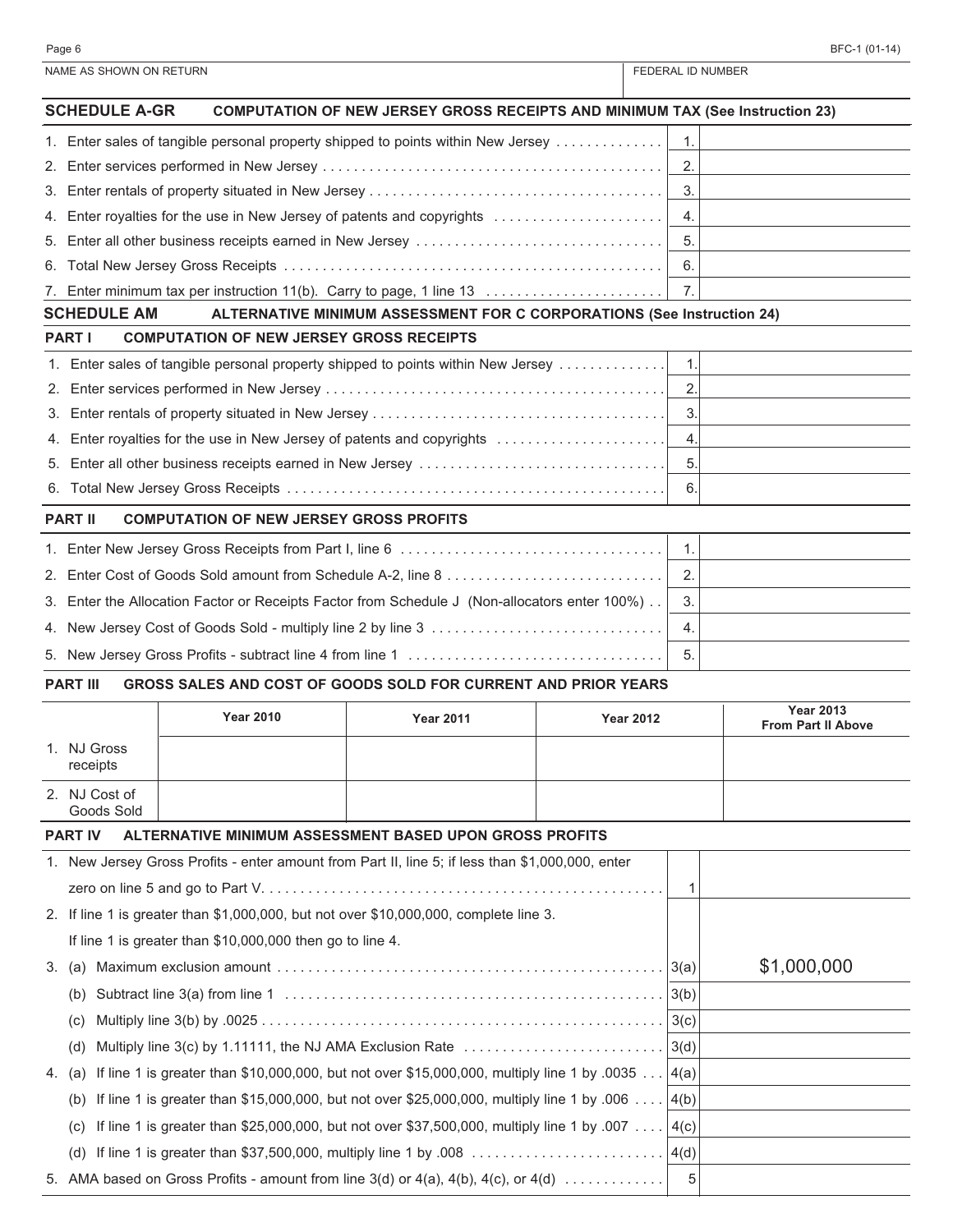NAME AS SHOWN ON RETURN | FEDERAL ID NUMBER

## SCHEDULE A-GR COMPUTATION OF NEW JERSEY GROSS RECEIPTS AND MINIMUM TAX (See Instruction 23)

| | | |
|---|---|---|
| 1. Enter sales of tangible personal property shipped to points within New Jersey | 1. | |
| 2. Enter services performed in New Jersey | 2. | |
| 3. Enter rentals of property situated in New Jersey | 3. | |
| 4. Enter royalties for the use in New Jersey of patents and copyrights | 4. | |
| 5. Enter all other business receipts earned in New Jersey | 5. | |
| 6. Total New Jersey Gross Receipts | 6. | |
| 7. Enter minimum tax per instruction 11(b). Carry to page, 1 line 13 | 7. | |

## SCHEDULE AM ALTERNATIVE MINIMUM ASSESSMENT FOR C CORPORATIONS (See Instruction 24)

### PART I COMPUTATION OF NEW JERSEY GROSS RECEIPTS

| | | |
|---|---|---|
| 1. Enter sales of tangible personal property shipped to points within New Jersey | 1. | |
| 2. Enter services performed in New Jersey | 2. | |
| 3. Enter rentals of property situated in New Jersey | 3. | |
| 4. Enter royalties for the use in New Jersey of patents and copyrights | 4. | |
| 5. Enter all other business receipts earned in New Jersey | 5. | |
| 6. Total New Jersey Gross Receipts | 6. | |

### PART II COMPUTATION OF NEW JERSEY GROSS PROFITS

| | | |
|---|---|---|
| 1. Enter New Jersey Gross Receipts from Part I, line 6 | 1. | |
| 2. Enter Cost of Goods Sold amount from Schedule A-2, line 8 | 2. | |
| 3. Enter the Allocation Factor or Receipts Factor from Schedule J (Non-allocators enter 100%) | 3. | |
| 4. New Jersey Cost of Goods Sold - multiply line 2 by line 3 | 4. | |
| 5. New Jersey Gross Profits - subtract line 4 from line 1 | 5. | |

### PART III GROSS SALES AND COST OF GOODS SOLD FOR CURRENT AND PRIOR YEARS

| | Year 2010 | Year 2011 | Year 2012 | Year 2013 From Part II Above |
|---|---|---|---|---|
| 1. NJ Gross receipts | | | | |
| 2. NJ Cost of Goods Sold | | | | |

### PART IV ALTERNATIVE MINIMUM ASSESSMENT BASED UPON GROSS PROFITS

| | | |
|---|---|---|
| 1. New Jersey Gross Profits - enter amount from Part II, line 5; if less than $1,000,000, enter zero on line 5 and go to Part V. | 1 | |
| 2. If line 1 is greater than $1,000,000, but not over $10,000,000, complete line 3. If line 1 is greater than $10,000,000 then go to line 4. | | |
| 3. (a) Maximum exclusion amount | 3(a) | $1,000,000 |
| (b) Subtract line 3(a) from line 1 | 3(b) | |
| (c) Multiply line 3(b) by .0025 | 3(c) | |
| (d) Multiply line 3(c) by 1.11111, the NJ AMA Exclusion Rate | 3(d) | |
| 4. (a) If line 1 is greater than $10,000,000, but not over $15,000,000, multiply line 1 by .0035 | 4(a) | |
| (b) If line 1 is greater than $15,000,000, but not over $25,000,000, multiply line 1 by .006 | 4(b) | |
| (c) If line 1 is greater than $25,000,000, but not over $37,500,000, multiply line 1 by .007 | 4(c) | |
| (d) If line 1 is greater than $37,500,000, multiply line 1 by .008 | 4(d) | |
| 5. AMA based on Gross Profits - amount from line 3(d) or 4(a), 4(b), 4(c), or 4(d) | 5 | |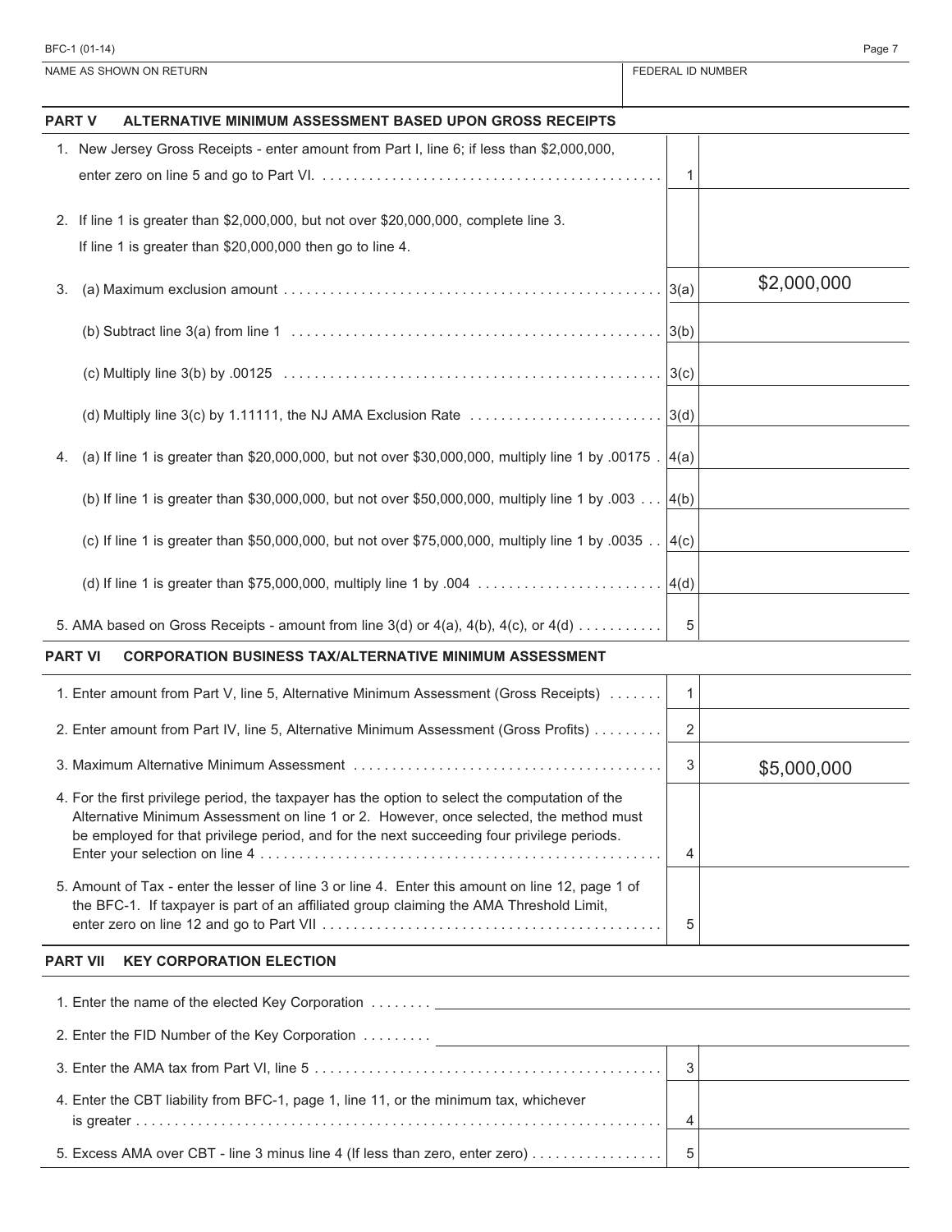NAME AS SHOWN ON RETURN | FEDERAL ID NUMBER

## PART V ALTERNATIVE MINIMUM ASSESSMENT BASED UPON GROSS RECEIPTS

| Description | Line | Amount |
|---|---|---|
| 1. New Jersey Gross Receipts - enter amount from Part I, line 6; if less than $2,000,000, enter zero on line 5 and go to Part VI. | 1 | |
| 2. If line 1 is greater than $2,000,000, but not over $20,000,000, complete line 3. If line 1 is greater than $20,000,000 then go to line 4. | | |
| 3. (a) Maximum exclusion amount | 3(a) | $2,000,000 |
| (b) Subtract line 3(a) from line 1 | 3(b) | |
| (c) Multiply line 3(b) by .00125 | 3(c) | |
| (d) Multiply line 3(c) by 1.11111, the NJ AMA Exclusion Rate | 3(d) | |
| 4. (a) If line 1 is greater than $20,000,000, but not over $30,000,000, multiply line 1 by .00175 | 4(a) | |
| (b) If line 1 is greater than $30,000,000, but not over $50,000,000, multiply line 1 by .003 | 4(b) | |
| (c) If line 1 is greater than $50,000,000, but not over $75,000,000, multiply line 1 by .0035 | 4(c) | |
| (d) If line 1 is greater than $75,000,000, multiply line 1 by .004 | 4(d) | |
| 5. AMA based on Gross Receipts - amount from line 3(d) or 4(a), 4(b), 4(c), or 4(d) | 5 | |

## PART VI CORPORATION BUSINESS TAX/ALTERNATIVE MINIMUM ASSESSMENT

| Description | Line | Amount |
|---|---|---|
| 1. Enter amount from Part V, line 5, Alternative Minimum Assessment (Gross Receipts) | 1 | |
| 2. Enter amount from Part IV, line 5, Alternative Minimum Assessment (Gross Profits) | 2 | |
| 3. Maximum Alternative Minimum Assessment | 3 | $5,000,000 |
| 4. For the first privilege period, the taxpayer has the option to select the computation of the Alternative Minimum Assessment on line 1 or 2. However, once selected, the method must be employed for that privilege period, and for the next succeeding four privilege periods. Enter your selection on line 4 | 4 | |
| 5. Amount of Tax - enter the lesser of line 3 or line 4. Enter this amount on line 12, page 1 of the BFC-1. If taxpayer is part of an affiliated group claiming the AMA Threshold Limit, enter zero on line 12 and go to Part VII | 5 | |

## PART VII KEY CORPORATION ELECTION

1. Enter the name of the elected Key Corporation ________________

2. Enter the FID Number of the Key Corporation ________________

| Description | Line | Amount |
|---|---|---|
| 3. Enter the AMA tax from Part VI, line 5 | 3 | |
| 4. Enter the CBT liability from BFC-1, page 1, line 11, or the minimum tax, whichever is greater | 4 | |
| 5. Excess AMA over CBT - line 3 minus line 4 (If less than zero, enter zero) | 5 | |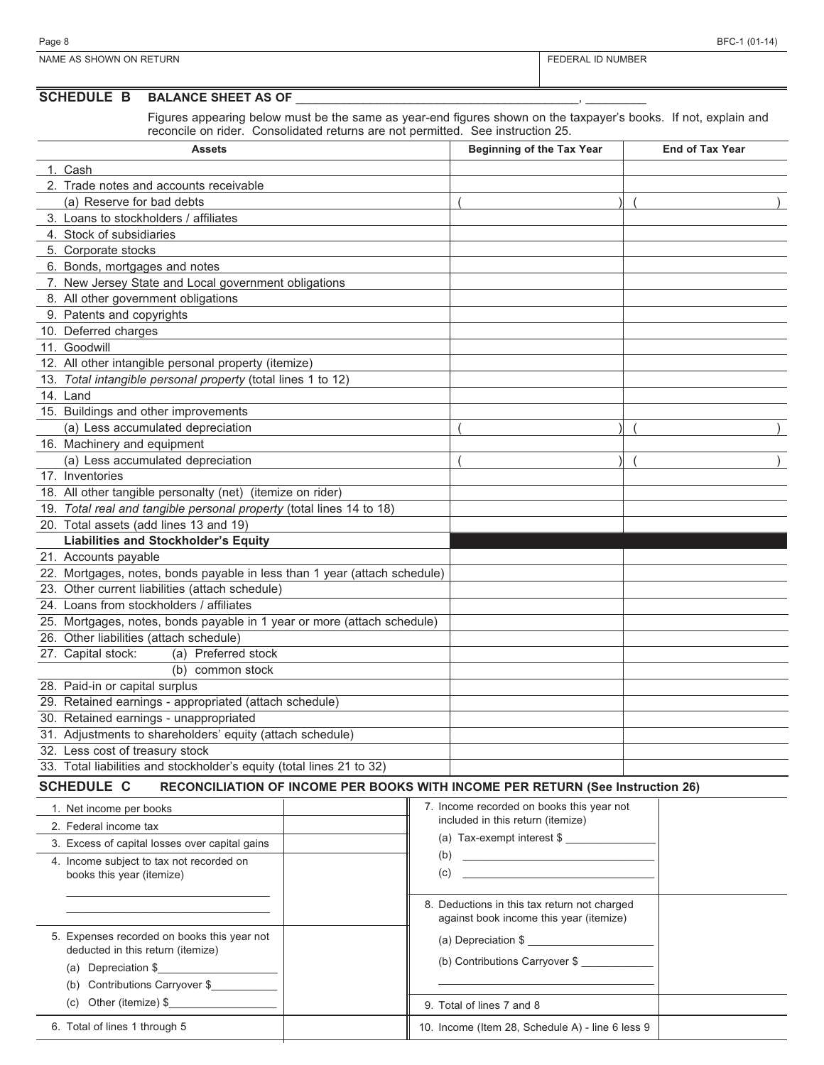NAME AS SHOWN ON RETURN | FEDERAL ID NUMBER

## SCHEDULE B BALANCE SHEET AS OF ________________________________________, _________

Figures appearing below must be the same as year-end figures shown on the taxpayer's books. If not, explain and reconcile on rider. Consolidated returns are not permitted. See instruction 25.

| Assets | Beginning of the Tax Year | End of Tax Year |
|---|---|---|
| 1. Cash | | |
| 2. Trade notes and accounts receivable | | |
| (a) Reserve for bad debts | ( ) | ( ) |
| 3. Loans to stockholders / affiliates | | |
| 4. Stock of subsidiaries | | |
| 5. Corporate stocks | | |
| 6. Bonds, mortgages and notes | | |
| 7. New Jersey State and Local government obligations | | |
| 8. All other government obligations | | |
| 9. Patents and copyrights | | |
| 10. Deferred charges | | |
| 11. Goodwill | | |
| 12. All other intangible personal property (itemize) | | |
| 13. *Total intangible personal property* (total lines 1 to 12) | | |
| 14. Land | | |
| 15. Buildings and other improvements | | |
| (a) Less accumulated depreciation | ( ) | ( ) |
| 16. Machinery and equipment | | |
| (a) Less accumulated depreciation | ( ) | ( ) |
| 17. Inventories | | |
| 18. All other tangible personalty (net) (itemize on rider) | | |
| 19. *Total real and tangible personal property* (total lines 14 to 18) | | |
| 20. Total assets (add lines 13 and 19) | | |
| **Liabilities and Stockholder's Equity** | | |
| 21. Accounts payable | | |
| 22. Mortgages, notes, bonds payable in less than 1 year (attach schedule) | | |
| 23. Other current liabilities (attach schedule) | | |
| 24. Loans from stockholders / affiliates | | |
| 25. Mortgages, notes, bonds payable in 1 year or more (attach schedule) | | |
| 26. Other liabilities (attach schedule) | | |
| 27. Capital stock: (a) Preferred stock | | |
| (b) common stock | | |
| 28. Paid-in or capital surplus | | |
| 29. Retained earnings - appropriated (attach schedule) | | |
| 30. Retained earnings - unappropriated | | |
| 31. Adjustments to shareholders' equity (attach schedule) | | |
| 32. Less cost of treasury stock | | |
| 33. Total liabilities and stockholder's equity (total lines 21 to 32) | | |

## SCHEDULE C RECONCILIATION OF INCOME PER BOOKS WITH INCOME PER RETURN (See Instruction 26)

| | | | |
|---|---|---|---|
| 1. Net income per books | | 7. Income recorded on books this year not included in this return (itemize)<br>(a) Tax-exempt interest $ __________<br>(b) __________<br>(c) __________ | |
| 2. Federal income tax | | | |
| 3. Excess of capital losses over capital gains | | | |
| 4. Income subject to tax not recorded on books this year (itemize)<br>__________<br>__________ | | 8. Deductions in this tax return not charged against book income this year (itemize)<br>(a) Depreciation $ __________<br>(b) Contributions Carryover $ __________<br>__________ | |
| 5. Expenses recorded on books this year not deducted in this return (itemize)<br>(a) Depreciation $__________<br>(b) Contributions Carryover $__________<br>(c) Other (itemize) $__________ | | 9. Total of lines 7 and 8 | |
| 6. Total of lines 1 through 5 | | 10. Income (Item 28, Schedule A) - line 6 less 9 | |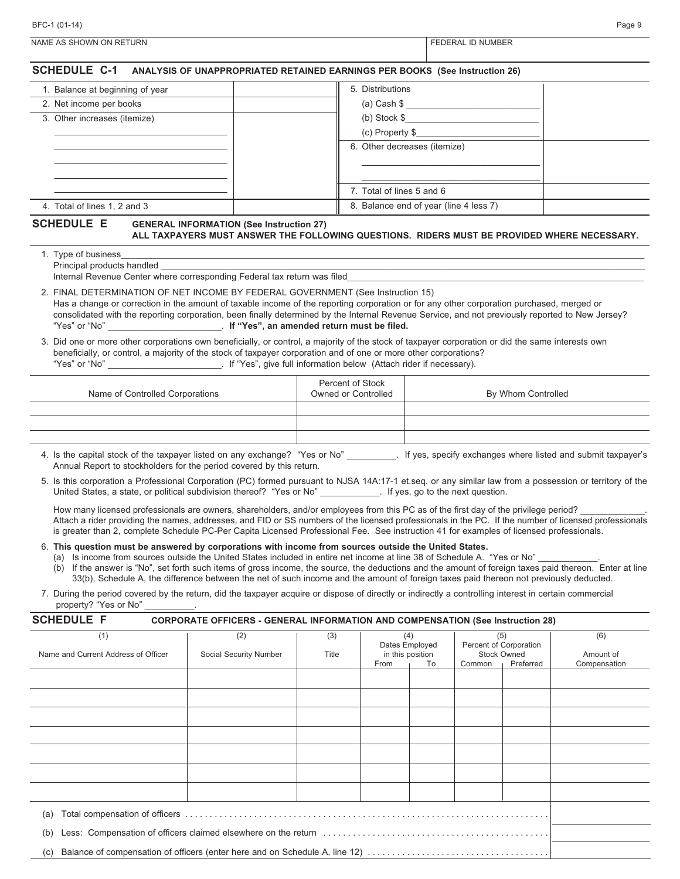BFC-1 (01-14)

| NAME AS SHOWN ON RETURN | FEDERAL ID NUMBER |
|---|---|
| | |

## SCHEDULE C-1 ANALYSIS OF UNAPPROPRIATED RETAINED EARNINGS PER BOOKS (See Instruction 26)

| | | | |
|---|---|---|---|
| 1. Balance at beginning of year | | 5. Distributions | |
| 2. Net income per books | | (a) Cash $ ________ | |
| 3. Other increases (itemize) | | (b) Stock $ ________ | |
| ________ | | (c) Property $ ________ | |
| ________ | | 6. Other decreases (itemize) | |
| ________ | | ________ | |
| ________ | | ________ | |
| ________ | | 7. Total of lines 5 and 6 | |
| 4. Total of lines 1, 2 and 3 | | 8. Balance end of year (line 4 less 7) | |

## SCHEDULE E GENERAL INFORMATION (See Instruction 27)

**ALL TAXPAYERS MUST ANSWER THE FOLLOWING QUESTIONS. RIDERS MUST BE PROVIDED WHERE NECESSARY.**

1. Type of business ________
   Principal products handled ________
   Internal Revenue Center where corresponding Federal tax return was filed ________

2. FINAL DETERMINATION OF NET INCOME BY FEDERAL GOVERNMENT (See Instruction 15)
   Has a change or correction in the amount of taxable income of the reporting corporation or for any other corporation purchased, merged or consolidated with the reporting corporation, been finally determined by the Internal Revenue Service, and not previously reported to New Jersey? "Yes" or "No" ________. **If "Yes", an amended return must be filed.**

3. Did one or more other corporations own beneficially, or control, a majority of the stock of taxpayer corporation or did the same interests own beneficially, or control, a majority of the stock of taxpayer corporation and of one or more other corporations?
   "Yes" or "No" ________. If "Yes", give full information below (Attach rider if necessary).

| Name of Controlled Corporations | Percent of Stock Owned or Controlled | By Whom Controlled |
|---|---|---|
| | | |
| | | |
| | | |

4. Is the capital stock of the taxpayer listed on any exchange? "Yes or No" ________. If yes, specify exchanges where listed and submit taxpayer's Annual Report to stockholders for the period covered by this return.

5. Is this corporation a Professional Corporation (PC) formed pursuant to NJSA 14A:17-1 et.seq. or any similar law from a possession or territory of the United States, a state, or political subdivision thereof? "Yes or No" ________. If yes, go to the next question.

   How many licensed professionals are owners, shareholders, and/or employees from this PC as of the first day of the privilege period? ________. Attach a rider providing the names, addresses, and FID or SS numbers of the licensed professionals in the PC. If the number of licensed professionals is greater than 2, complete Schedule PC-Per Capita Licensed Professional Fee. See instruction 41 for examples of licensed professionals.

6. **This question must be answered by corporations with income from sources outside the United States.**
   (a) Is income from sources outside the United States included in entire net income at line 38 of Schedule A. "Yes or No" ________.
   (b) If the answer is "No", set forth such items of gross income, the source, the deductions and the amount of foreign taxes paid thereon. Enter at line 33(b), Schedule A, the difference between the net of such income and the amount of foreign taxes paid thereon not previously deducted.

7. During the period covered by the return, did the taxpayer acquire or dispose of directly or indirectly a controlling interest in certain commercial property? "Yes or No" ________.

## SCHEDULE F CORPORATE OFFICERS - GENERAL INFORMATION AND COMPENSATION (See Instruction 28)

| (1) Name and Current Address of Officer | (2) Social Security Number | (3) Title | (4) Dates Employed in this position | | (5) Percent of Corporation Stock Owned | | (6) Amount of Compensation |
|---|---|---|---|---|---|---|---|
| | | | From | To | Common | Preferred | |
| | | | | | | | |
| | | | | | | | |
| | | | | | | | |
| | | | | | | | |
| | | | | | | | |
| | | | | | | | |
| | | | | | | | |

| | |
|---|---|
| (a) Total compensation of officers | |
| (b) Less: Compensation of officers claimed elsewhere on the return | |
| (c) Balance of compensation of officers (enter here and on Schedule A, line 12) | |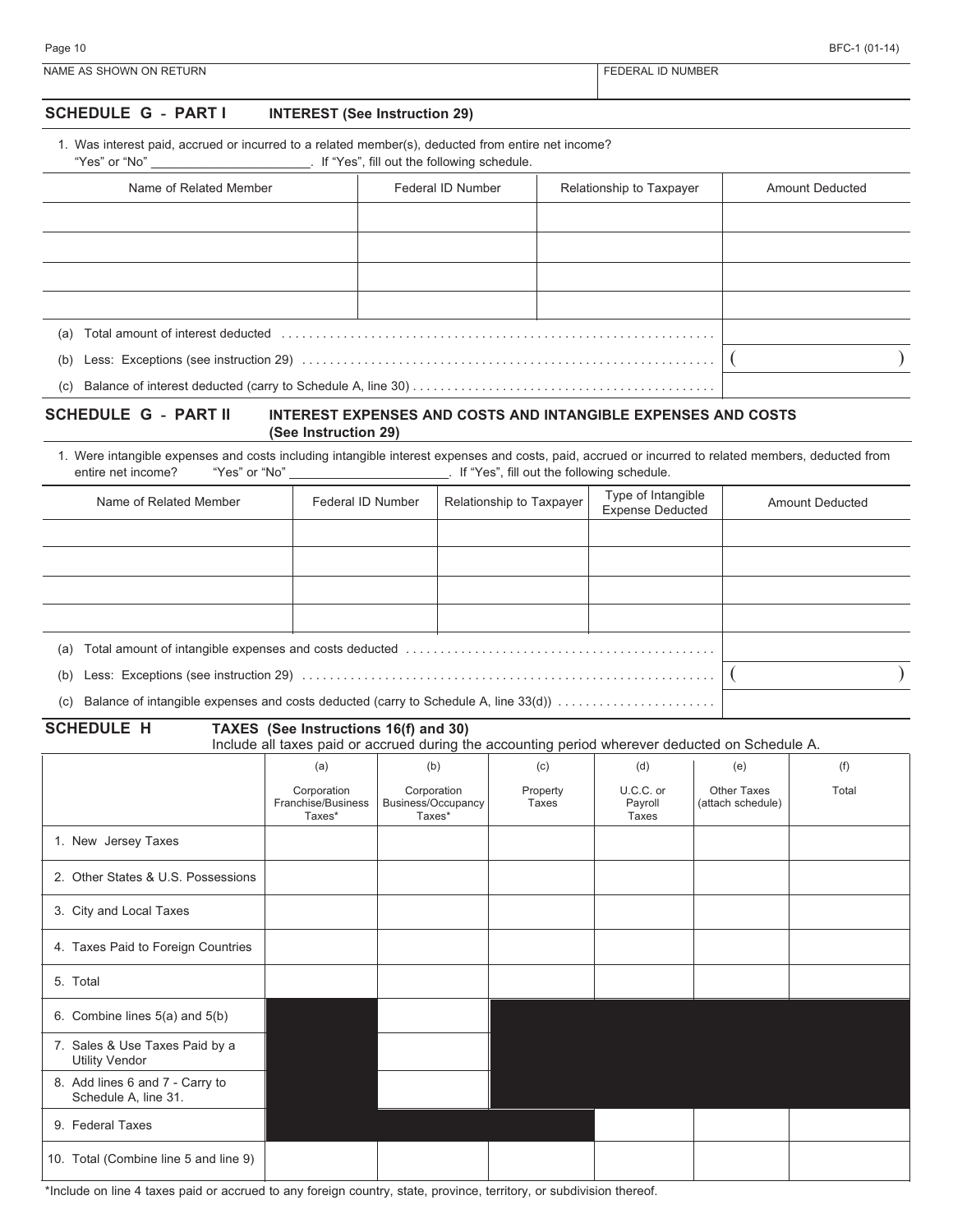NAME AS SHOWN ON RETURN | FEDERAL ID NUMBER

## SCHEDULE G - PART I INTEREST (See Instruction 29)

1. Was interest paid, accrued or incurred to a related member(s), deducted from entire net income? "Yes" or "No" ______________________. If "Yes", fill out the following schedule.

| Name of Related Member | Federal ID Number | Relationship to Taxpayer | Amount Deducted |
|---|---|---|---|
| | | | |
| | | | |
| | | | |
| | | | |

(a) Total amount of interest deducted . . . . . . . . . . . . . . . . . . . . . . . . . . . . . . . . . . . . . . . . . . . . . . . . . . . . . . . . . . . . . . .

(b) Less: Exceptions (see instruction 29) . . . . . . . . . . . . . . . . . . . . . . . . . . . . . . . . . . . . . . . . . . . . . . . . . . . . . . . . . . . . ( )

(c) Balance of interest deducted (carry to Schedule A, line 30) . . . . . . . . . . . . . . . . . . . . . . . . . . . . . . . . . . . . . . . . . . . . .

## SCHEDULE G - PART II INTEREST EXPENSES AND COSTS AND INTANGIBLE EXPENSES AND COSTS (See Instruction 29)

1. Were intangible expenses and costs including intangible interest expenses and costs, paid, accrued or incurred to related members, deducted from entire net income? "Yes" or "No" ______________________. If "Yes", fill out the following schedule.

| Name of Related Member | Federal ID Number | Relationship to Taxpayer | Type of Intangible Expense Deducted | Amount Deducted |
|---|---|---|---|---|
| | | | | |
| | | | | |
| | | | | |
| | | | | |

(a) Total amount of intangible expenses and costs deducted . . . . . . . . . . . . . . . . . . . . . . . . . . . . . . . . . . . . . . . . . . . . .

(b) Less: Exceptions (see instruction 29) . . . . . . . . . . . . . . . . . . . . . . . . . . . . . . . . . . . . . . . . . . . . . . . . . . . . . . . . . . . . ( )

(c) Balance of intangible expenses and costs deducted (carry to Schedule A, line 33(d)) . . . . . . . . . . . . . . . . . . . . . . .

## SCHEDULE H TAXES (See Instructions 16(f) and 30)

Include all taxes paid or accrued during the accounting period wherever deducted on Schedule A.

| | (a) Corporation Franchise/Business Taxes* | (b) Corporation Business/Occupancy Taxes* | (c) Property Taxes | (d) U.C.C. or Payroll Taxes | (e) Other Taxes (attach schedule) | (f) Total |
|---|---|---|---|---|---|---|
| 1. New Jersey Taxes | | | | | | |
| 2. Other States & U.S. Possessions | | | | | | |
| 3. City and Local Taxes | | | | | | |
| 4. Taxes Paid to Foreign Countries | | | | | | |
| 5. Total | | | | | | |
| 6. Combine lines 5(a) and 5(b) | | | | | | |
| 7. Sales & Use Taxes Paid by a Utility Vendor | | | | | | |
| 8. Add lines 6 and 7 - Carry to Schedule A, line 31. | | | | | | |
| 9. Federal Taxes | | | | | | |
| 10. Total (Combine line 5 and line 9) | | | | | | |

*Include on line 4 taxes paid or accrued to any foreign country, state, province, territory, or subdivision thereof.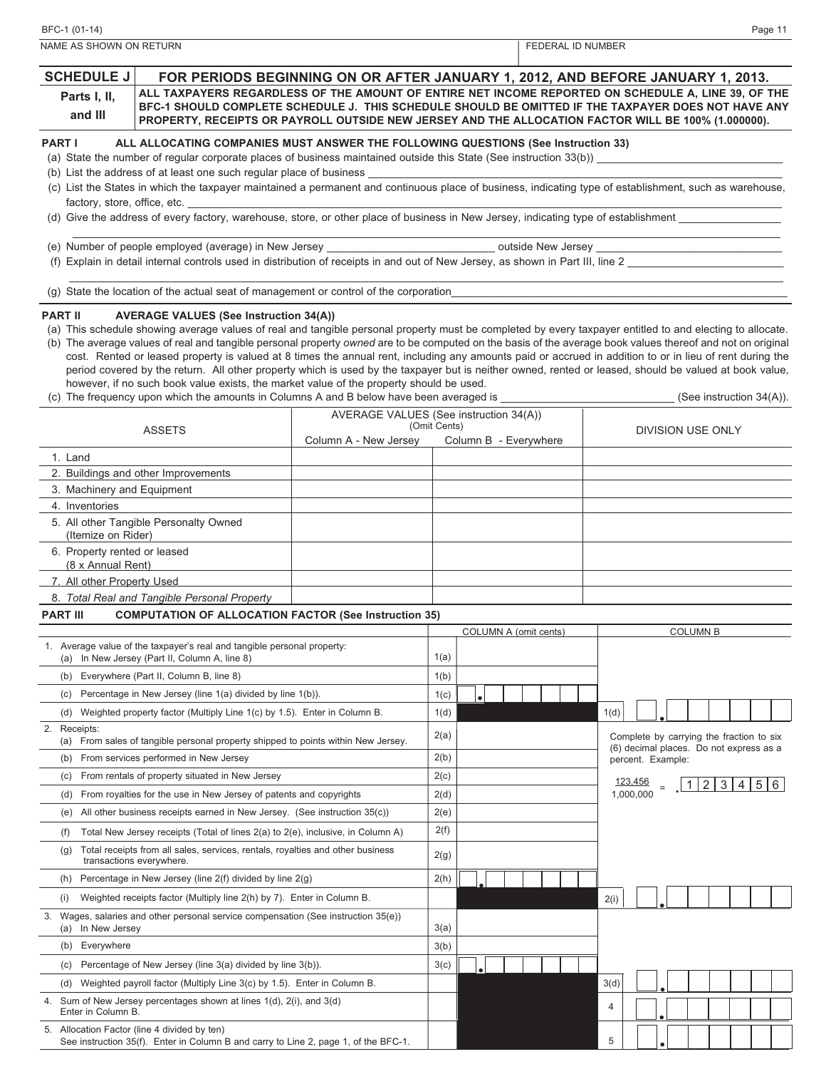NAME AS SHOWN ON RETURN | FEDERAL ID NUMBER

## SCHEDULE J Parts I, II, and III

**FOR PERIODS BEGINNING ON OR AFTER JANUARY 1, 2012, AND BEFORE JANUARY 1, 2013.**

**ALL TAXPAYERS REGARDLESS OF THE AMOUNT OF ENTIRE NET INCOME REPORTED ON SCHEDULE A, LINE 39, OF THE BFC-1 SHOULD COMPLETE SCHEDULE J. THIS SCHEDULE SHOULD BE OMITTED IF THE TAXPAYER DOES NOT HAVE ANY PROPERTY, RECEIPTS OR PAYROLL OUTSIDE NEW JERSEY AND THE ALLOCATION FACTOR WILL BE 100% (1.000000).**

### PART I ALL ALLOCATING COMPANIES MUST ANSWER THE FOLLOWING QUESTIONS (See Instruction 33)

(a) State the number of regular corporate places of business maintained outside this State (See instruction 33(b)) ____________

(b) List the address of at least one such regular place of business ____________

(c) List the States in which the taxpayer maintained a permanent and continuous place of business, indicating type of establishment, such as warehouse, factory, store, office, etc. ____________

(d) Give the address of every factory, warehouse, store, or other place of business in New Jersey, indicating type of establishment ____________

(e) Number of people employed (average) in New Jersey ____________ outside New Jersey ____________

(f) Explain in detail internal controls used in distribution of receipts in and out of New Jersey, as shown in Part III, line 2 ____________

(g) State the location of the actual seat of management or control of the corporation ____________

### PART II AVERAGE VALUES (See Instruction 34(A))

(a) This schedule showing average values of real and tangible personal property must be completed by every taxpayer entitled to and electing to allocate.

(b) The average values of real and tangible personal property *owned* are to be computed on the basis of the average book values thereof and not on original cost. Rented or leased property is valued at 8 times the annual rent, including any amounts paid or accrued in addition to or in lieu of rent during the period covered by the return. All other property which is used by the taxpayer but is neither owned, rented or leased, should be valued at book value, however, if no such book value exists, the market value of the property should be used.

(c) The frequency upon which the amounts in Columns A and B below have been averaged is ____________ (See instruction 34(A)).

| ASSETS | AVERAGE VALUES (See instruction 34(A)) (Omit Cents) Column A - New Jersey | Column B - Everywhere | DIVISION USE ONLY |
|---|---|---|---|
| 1. Land | | | |
| 2. Buildings and other Improvements | | | |
| 3. Machinery and Equipment | | | |
| 4. Inventories | | | |
| 5. All other Tangible Personalty Owned (Itemize on Rider) | | | |
| 6. Property rented or leased (8 x Annual Rent) | | | |
| 7. All other Property Used | | | |
| 8. *Total Real and Tangible Personal Property* | | | |

### PART III COMPUTATION OF ALLOCATION FACTOR (See Instruction 35)

| | | COLUMN A (omit cents) | | COLUMN B |
|---|---|---|---|---|
| 1. Average value of the taxpayer's real and tangible personal property: (a) In New Jersey (Part II, Column A, line 8) | 1(a) | | | |
| (b) Everywhere (Part II, Column B, line 8) | 1(b) | | | |
| (c) Percentage in New Jersey (line 1(a) divided by line 1(b)). | 1(c) | . | | |
| (d) Weighted property factor (Multiply Line 1(c) by 1.5). Enter in Column B. | 1(d) | | 1(d) | . |
| 2. Receipts: (a) From sales of tangible personal property shipped to points within New Jersey. | 2(a) | | | Complete by carrying the fraction to six (6) decimal places. Do not express as a percent. Example: $\frac{123,456}{1,000,000}$ = .123456 |
| (b) From services performed in New Jersey | 2(b) | | | |
| (c) From rentals of property situated in New Jersey | 2(c) | | | |
| (d) From royalties for the use in New Jersey of patents and copyrights | 2(d) | | | |
| (e) All other business receipts earned in New Jersey. (See instruction 35(c)) | 2(e) | | | |
| (f) Total New Jersey receipts (Total of lines 2(a) to 2(e), inclusive, in Column A) | 2(f) | | | |
| (g) Total receipts from all sales, services, rentals, royalties and other business transactions everywhere. | 2(g) | | | |
| (h) Percentage in New Jersey (line 2(f) divided by line 2(g) | 2(h) | . | | |
| (i) Weighted receipts factor (Multiply line 2(h) by 7). Enter in Column B. | | | 2(i) | . |
| 3. Wages, salaries and other personal service compensation (See instruction 35(e)) (a) In New Jersey | 3(a) | | | |
| (b) Everywhere | 3(b) | | | |
| (c) Percentage of New Jersey (line 3(a) divided by line 3(b)). | 3(c) | . | | |
| (d) Weighted payroll factor (Multiply Line 3(c) by 1.5). Enter in Column B. | | | 3(d) | . |
| 4. Sum of New Jersey percentages shown at lines 1(d), 2(i), and 3(d) Enter in Column B. | | | 4 | . |
| 5. Allocation Factor (line 4 divided by ten) See instruction 35(f). Enter in Column B and carry to Line 2, page 1, of the BFC-1. | | | 5 | . |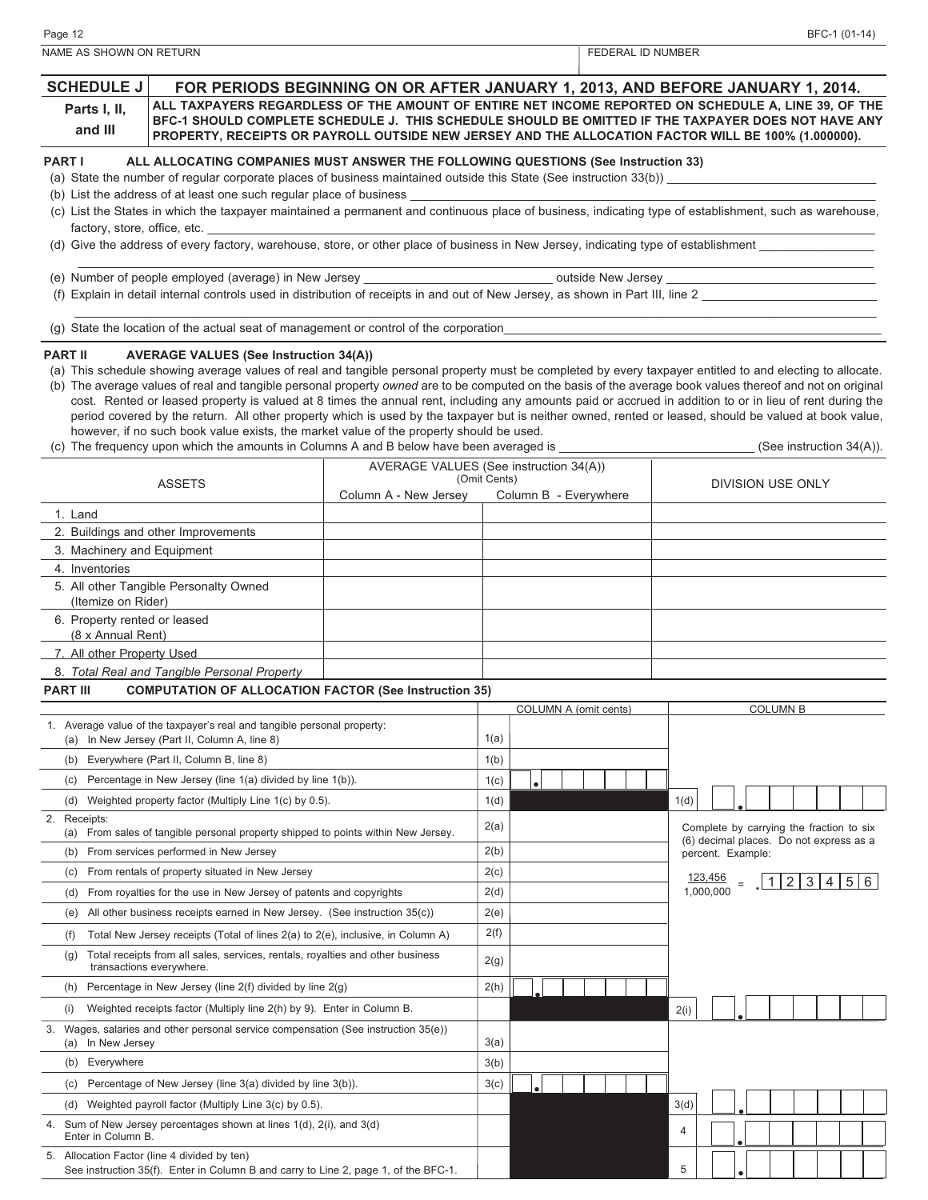NAME AS SHOWN ON RETURN | FEDERAL ID NUMBER

## SCHEDULE J — FOR PERIODS BEGINNING ON OR AFTER JANUARY 1, 2013, AND BEFORE JANUARY 1, 2014.

**Parts I, II, and III**

**ALL TAXPAYERS REGARDLESS OF THE AMOUNT OF ENTIRE NET INCOME REPORTED ON SCHEDULE A, LINE 39, OF THE BFC-1 SHOULD COMPLETE SCHEDULE J. THIS SCHEDULE SHOULD BE OMITTED IF THE TAXPAYER DOES NOT HAVE ANY PROPERTY, RECEIPTS OR PAYROLL OUTSIDE NEW JERSEY AND THE ALLOCATION FACTOR WILL BE 100% (1.000000).**

### PART I — ALL ALLOCATING COMPANIES MUST ANSWER THE FOLLOWING QUESTIONS (See Instruction 33)

(a) State the number of regular corporate places of business maintained outside this State (See instruction 33(b)) ______

(b) List the address of at least one such regular place of business ______

(c) List the States in which the taxpayer maintained a permanent and continuous place of business, indicating type of establishment, such as warehouse, factory, store, office, etc. ______

(d) Give the address of every factory, warehouse, store, or other place of business in New Jersey, indicating type of establishment ______

(e) Number of people employed (average) in New Jersey ______ outside New Jersey ______

(f) Explain in detail internal controls used in distribution of receipts in and out of New Jersey, as shown in Part III, line 2 ______

(g) State the location of the actual seat of management or control of the corporation ______

### PART II — AVERAGE VALUES (See Instruction 34(A))

(a) This schedule showing average values of real and tangible personal property must be completed by every taxpayer entitled to and electing to allocate.

(b) The average values of real and tangible personal property *owned* are to be computed on the basis of the average book values thereof and not on original cost. Rented or leased property is valued at 8 times the annual rent, including any amounts paid or accrued in addition to or in lieu of rent during the period covered by the return. All other property which is used by the taxpayer but is neither owned, rented or leased, should be valued at book value, however, if no such book value exists, the market value of the property should be used.

(c) The frequency upon which the amounts in Columns A and B below have been averaged is ______ (See instruction 34(A)).

| ASSETS | AVERAGE VALUES (See instruction 34(A)) (Omit Cents) Column A - New Jersey | Column B - Everywhere | DIVISION USE ONLY |
|---|---|---|---|
| 1. Land | | | |
| 2. Buildings and other Improvements | | | |
| 3. Machinery and Equipment | | | |
| 4. Inventories | | | |
| 5. All other Tangible Personalty Owned (Itemize on Rider) | | | |
| 6. Property rented or leased (8 x Annual Rent) | | | |
| 7. All other Property Used | | | |
| 8. *Total Real and Tangible Personal Property* | | | |

### PART III — COMPUTATION OF ALLOCATION FACTOR (See Instruction 35)

| | | COLUMN A (omit cents) | COLUMN B |
|---|---|---|---|
| 1. Average value of the taxpayer's real and tangible personal property: (a) In New Jersey (Part II, Column A, line 8) | 1(a) | | |
| (b) Everywhere (Part II, Column B, line 8) | 1(b) | | |
| (c) Percentage in New Jersey (line 1(a) divided by line 1(b)). | 1(c) | . | |
| (d) Weighted property factor (Multiply Line 1(c) by 0.5). | 1(d) | | 1(d) . |
| 2. Receipts: (a) From sales of tangible personal property shipped to points within New Jersey. | 2(a) | | Complete by carrying the fraction to six (6) decimal places. Do not express as a percent. Example: |
| (b) From services performed in New Jersey | 2(b) | | |
| (c) From rentals of property situated in New Jersey | 2(c) | | $\frac{123{,}456}{1{,}000{,}000}$ = .123456 |
| (d) From royalties for the use in New Jersey of patents and copyrights | 2(d) | | |
| (e) All other business receipts earned in New Jersey. (See instruction 35(c)) | 2(e) | | |
| (f) Total New Jersey receipts (Total of lines 2(a) to 2(e), inclusive, in Column A) | 2(f) | | |
| (g) Total receipts from all sales, services, rentals, royalties and other business transactions everywhere. | 2(g) | | |
| (h) Percentage in New Jersey (line 2(f) divided by line 2(g) | 2(h) | . | |
| (i) Weighted receipts factor (Multiply line 2(h) by 9). Enter in Column B. | | | 2(i) . |
| 3. Wages, salaries and other personal service compensation (See instruction 35(e)) (a) In New Jersey | 3(a) | | |
| (b) Everywhere | 3(b) | | |
| (c) Percentage of New Jersey (line 3(a) divided by line 3(b)). | 3(c) | . | |
| (d) Weighted payroll factor (Multiply Line 3(c) by 0.5). | | | 3(d) . |
| 4. Sum of New Jersey percentages shown at lines 1(d), 2(i), and 3(d) Enter in Column B. | | | 4 . |
| 5. Allocation Factor (line 4 divided by ten) See instruction 35(f). Enter in Column B and carry to Line 2, page 1, of the BFC-1. | | | 5 . |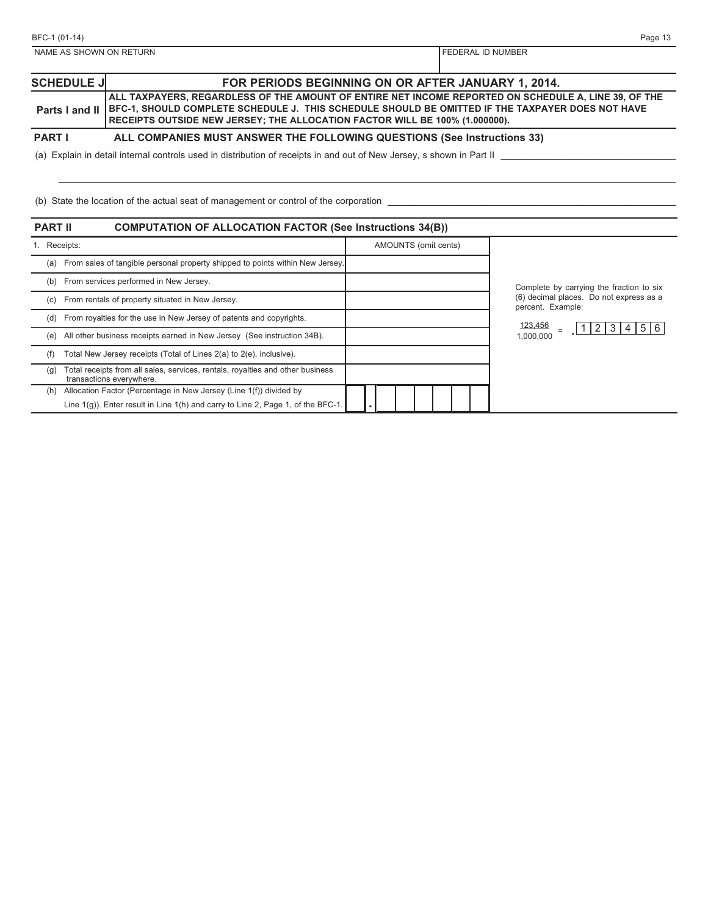NAME AS SHOWN ON RETURN | FEDERAL ID NUMBER

## SCHEDULE J — FOR PERIODS BEGINNING ON OR AFTER JANUARY 1, 2014.

**Parts I and II** — **ALL TAXPAYERS, REGARDLESS OF THE AMOUNT OF ENTIRE NET INCOME REPORTED ON SCHEDULE A, LINE 39, OF THE BFC-1, SHOULD COMPLETE SCHEDULE J. THIS SCHEDULE SHOULD BE OMITTED IF THE TAXPAYER DOES NOT HAVE RECEIPTS OUTSIDE NEW JERSEY; THE ALLOCATION FACTOR WILL BE 100% (1.000000).**

### PART I ALL COMPANIES MUST ANSWER THE FOLLOWING QUESTIONS (See Instructions 33)

(a) Explain in detail internal controls used in distribution of receipts in and out of New Jersey, s shown in Part II ______________________________

______________________________________________________________________________

(b) State the location of the actual seat of management or control of the corporation ______________________________

### PART II COMPUTATION OF ALLOCATION FACTOR (See Instructions 34(B))

| 1. Receipts: | AMOUNTS (omit cents) |
|---|---|
| (a) From sales of tangible personal property shipped to points within New Jersey. | |
| (b) From services performed in New Jersey. | |
| (c) From rentals of property situated in New Jersey. | |
| (d) From royalties for the use in New Jersey of patents and copyrights. | |
| (e) All other business receipts earned in New Jersey (See instruction 34B). | |
| (f) Total New Jersey receipts (Total of Lines 2(a) to 2(e), inclusive). | |
| (g) Total receipts from all sales, services, rentals, royalties and other business transactions everywhere. | |
| (h) Allocation Factor (Percentage in New Jersey (Line 1(f)) divided by Line 1(g)). Enter result in Line 1(h) and carry to Line 2, Page 1, of the BFC-1. | . |

Complete by carrying the fraction to six (6) decimal places. Do not express as a percent. Example:

$$\frac{123,456}{1,000,000} = .123456$$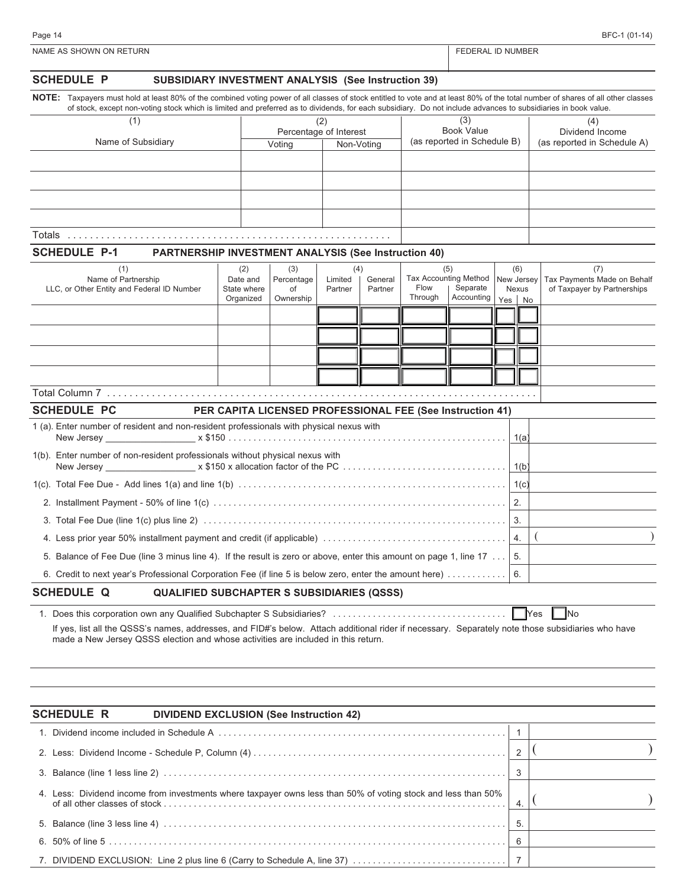NAME AS SHOWN ON RETURN | FEDERAL ID NUMBER

## SCHEDULE P — SUBSIDIARY INVESTMENT ANALYSIS (See Instruction 39)

**NOTE:** Taxpayers must hold at least 80% of the combined voting power of all classes of stock entitled to vote and at least 80% of the total number of shares of all other classes of stock, except non-voting stock which is limited and preferred as to dividends, for each subsidiary. Do not include advances to subsidiaries in book value.

| (1) Name of Subsidiary | (2) Percentage of Interest | | (3) Book Value (as reported in Schedule B) | (4) Dividend Income (as reported in Schedule A) |
|---|---|---|---|---|
| | Voting | Non-Voting | | |
| | | | | |
| | | | | |
| | | | | |
| | | | | |
| Totals | | | | |

## SCHEDULE P-1 — PARTNERSHIP INVESTMENT ANALYSIS (See Instruction 40)

| (1) Name of Partnership LLC, or Other Entity and Federal ID Number | (2) Date and State where Organized | (3) Percentage of Ownership | (4) | | (5) Tax Accounting Method | | (6) New Jersey Nexus | | (7) Tax Payments Made on Behalf of Taxpayer by Partnerships |
|---|---|---|---|---|---|---|---|---|---|
| | | | Limited Partner | General Partner | Flow Through | Separate Accounting | Yes | No | |
| | | | | | | | | | |
| | | | | | | | | | |
| | | | | | | | | | |
| | | | | | | | | | |
| Total Column 7 | | | | | | | | | |

## SCHEDULE PC — PER CAPITA LICENSED PROFESSIONAL FEE (See Instruction 41)

| | | |
|---|---|---|
| 1 (a). Enter number of resident and non-resident professionals with physical nexus with New Jersey _________________ x $150 | 1(a) | |
| 1(b). Enter number of non-resident professionals without physical nexus with New Jersey _________________ x $150 x allocation factor of the PC | 1(b) | |
| 1(c). Total Fee Due - Add lines 1(a) and line 1(b) | 1(c) | |
| 2. Installment Payment - 50% of line 1(c) | 2. | |
| 3. Total Fee Due (line 1(c) plus line 2) | 3. | |
| 4. Less prior year 50% installment payment and credit (if applicable) | 4. | ( ) |
| 5. Balance of Fee Due (line 3 minus line 4). If the result is zero or above, enter this amount on page 1, line 17 | 5. | |
| 6. Credit to next year's Professional Corporation Fee (if line 5 is below zero, enter the amount here) | 6. | |

## SCHEDULE Q — QUALIFIED SUBCHAPTER S SUBSIDIARIES (QSSS)

1. Does this corporation own any Qualified Subchapter S Subsidiaries? ☐ Yes ☐ No

If yes, list all the QSSS's names, addresses, and FID#'s below. Attach additional rider if necessary. Separately note those subsidiaries who have made a New Jersey QSSS election and whose activities are included in this return.

## SCHEDULE R — DIVIDEND EXCLUSION (See Instruction 42)

| | | |
|---|---|---|
| 1. Dividend income included in Schedule A | 1 | |
| 2. Less: Dividend Income - Schedule P, Column (4) | 2 | ( ) |
| 3. Balance (line 1 less line 2) | 3 | |
| 4. Less: Dividend income from investments where taxpayer owns less than 50% of voting stock and less than 50% of all other classes of stock | 4. | ( ) |
| 5. Balance (line 3 less line 4) | 5. | |
| 6. 50% of line 5 | 6 | |
| 7. DIVIDEND EXCLUSION: Line 2 plus line 6 (Carry to Schedule A, line 37) | 7 | |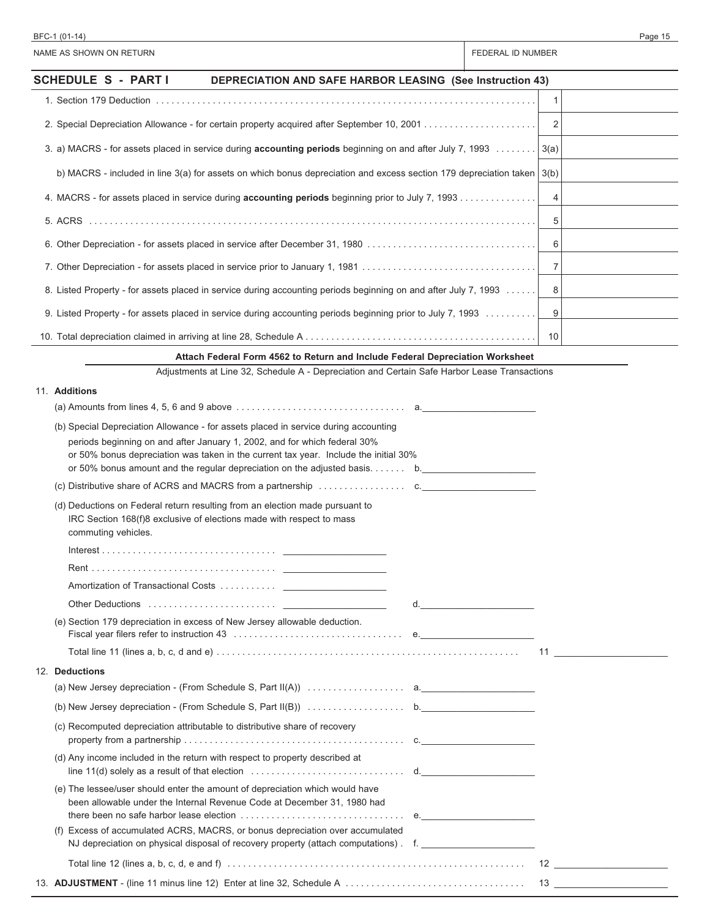NAME AS SHOWN ON RETURN | FEDERAL ID NUMBER

## SCHEDULE S - PART I DEPRECIATION AND SAFE HARBOR LEASING (See Instruction 43)

| | Line | Amount |
|---|---|---|
| 1. Section 179 Deduction | 1 | |
| 2. Special Depreciation Allowance - for certain property acquired after September 10, 2001 | 2 | |
| 3. a) MACRS - for assets placed in service during **accounting periods** beginning on and after July 7, 1993 | 3(a) | |
| b) MACRS - included in line 3(a) for assets on which bonus depreciation and excess section 179 depreciation taken | 3(b) | |
| 4. MACRS - for assets placed in service during **accounting periods** beginning prior to July 7, 1993 | 4 | |
| 5. ACRS | 5 | |
| 6. Other Depreciation - for assets placed in service after December 31, 1980 | 6 | |
| 7. Other Depreciation - for assets placed in service prior to January 1, 1981 | 7 | |
| 8. Listed Property - for assets placed in service during accounting periods beginning on and after July 7, 1993 | 8 | |
| 9. Listed Property - for assets placed in service during accounting periods beginning prior to July 7, 1993 | 9 | |
| 10. Total depreciation claimed in arriving at line 28, Schedule A | 10 | |

**Attach Federal Form 4562 to Return and Include Federal Depreciation Worksheet**

Adjustments at Line 32, Schedule A - Depreciation and Certain Safe Harbor Lease Transactions

11. **Additions**

(a) Amounts from lines 4, 5, 6 and 9 above . . . . . a. ______

(b) Special Depreciation Allowance - for assets placed in service during accounting periods beginning on and after January 1, 2002, and for which federal 30% or 50% bonus depreciation was taken in the current tax year. Include the initial 30% or 50% bonus amount and the regular depreciation on the adjusted basis. . . . . b. ______

(c) Distributive share of ACRS and MACRS from a partnership . . . . . c. ______

(d) Deductions on Federal return resulting from an election made pursuant to IRC Section 168(f)8 exclusive of elections made with respect to mass commuting vehicles.

Interest . . . . . ______

Rent . . . . . ______

Amortization of Transactional Costs . . . . . ______

Other Deductions . . . . . ______ d. ______

(e) Section 179 depreciation in excess of New Jersey allowable deduction. Fiscal year filers refer to instruction 43 . . . . . e. ______

Total line 11 (lines a, b, c, d and e) . . . . . 11 ______

12. **Deductions**

(a) New Jersey depreciation - (From Schedule S, Part II(A)) . . . . . a. ______

(b) New Jersey depreciation - (From Schedule S, Part II(B)) . . . . . b. ______

(c) Recomputed depreciation attributable to distributive share of recovery property from a partnership . . . . . c. ______

(d) Any income included in the return with respect to property described at line 11(d) solely as a result of that election . . . . . d. ______

(e) The lessee/user should enter the amount of depreciation which would have been allowable under the Internal Revenue Code at December 31, 1980 had there been no safe harbor lease election . . . . . e. ______

(f) Excess of accumulated ACRS, MACRS, or bonus depreciation over accumulated NJ depreciation on physical disposal of recovery property (attach computations) . f. ______

Total line 12 (lines a, b, c, d, e and f) . . . . . 12 ______

13. **ADJUSTMENT** - (line 11 minus line 12) Enter at line 32, Schedule A . . . . . 13 ______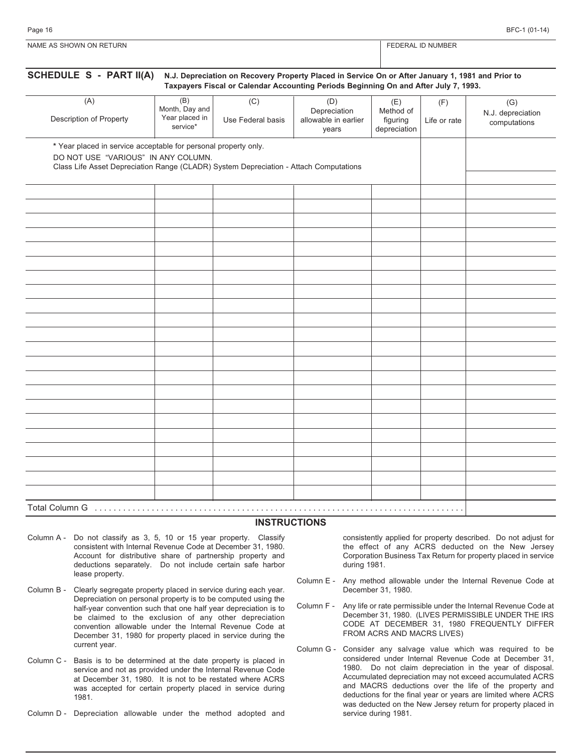NAME AS SHOWN ON RETURN | FEDERAL ID NUMBER

## SCHEDULE S - PART II(A) N.J. Depreciation on Recovery Property Placed in Service On or After January 1, 1981 and Prior to Taxpayers Fiscal or Calendar Accounting Periods Beginning On and After July 7, 1993.

| (A) Description of Property | (B) Month, Day and Year placed in service* | (C) Use Federal basis | (D) Depreciation allowable in earlier years | (E) Method of figuring depreciation | (F) Life or rate | (G) N.J. depreciation computations |
|---|---|---|---|---|---|---|
| * Year placed in service acceptable for personal property only. DO NOT USE "VARIOUS" IN ANY COLUMN. Class Life Asset Depreciation Range (CLADR) System Depreciation - Attach Computations | | | | | | |
| | | | | | | |
| | | | | | | |
| | | | | | | |
| | | | | | | |
| | | | | | | |
| | | | | | | |
| | | | | | | |
| | | | | | | |
| | | | | | | |
| | | | | | | |
| | | | | | | |
| | | | | | | |
| | | | | | | |
| | | | | | | |
| | | | | | | |
| | | | | | | |
| | | | | | | |
| | | | | | | |
| | | | | | | |
| | | | | | | |
| | | | | | | |
| | | | | | | |
| Total Column G | | | | | | |

### INSTRUCTIONS

Column A - Do not classify as 3, 5, 10 or 15 year property. Classify consistent with Internal Revenue Code at December 31, 1980. Account for distributive share of partnership property and deductions separately. Do not include certain safe harbor lease property.

Column B - Clearly segregate property placed in service during each year. Depreciation on personal property is to be computed using the half-year convention such that one half year depreciation is to be claimed to the exclusion of any other depreciation convention allowable under the Internal Revenue Code at December 31, 1980 for property placed in service during the current year.

Column C - Basis is to be determined at the date property is placed in service and not as provided under the Internal Revenue Code at December 31, 1980. It is not to be restated where ACRS was accepted for certain property placed in service during 1981.

Column D - Depreciation allowable under the method adopted and consistently applied for property described. Do not adjust for the effect of any ACRS deducted on the New Jersey Corporation Business Tax Return for property placed in service during 1981.

Column E - Any method allowable under the Internal Revenue Code at December 31, 1980.

Column F - Any life or rate permissible under the Internal Revenue Code at December 31, 1980. (LIVES PERMISSIBLE UNDER THE IRS CODE AT DECEMBER 31, 1980 FREQUENTLY DIFFER FROM ACRS AND MACRS LIVES)

Column G - Consider any salvage value which was required to be considered under Internal Revenue Code at December 31, 1980. Do not claim depreciation in the year of disposal. Accumulated depreciation may not exceed accumulated ACRS and MACRS deductions over the life of the property and deductions for the final year or years are limited where ACRS was deducted on the New Jersey return for property placed in service during 1981.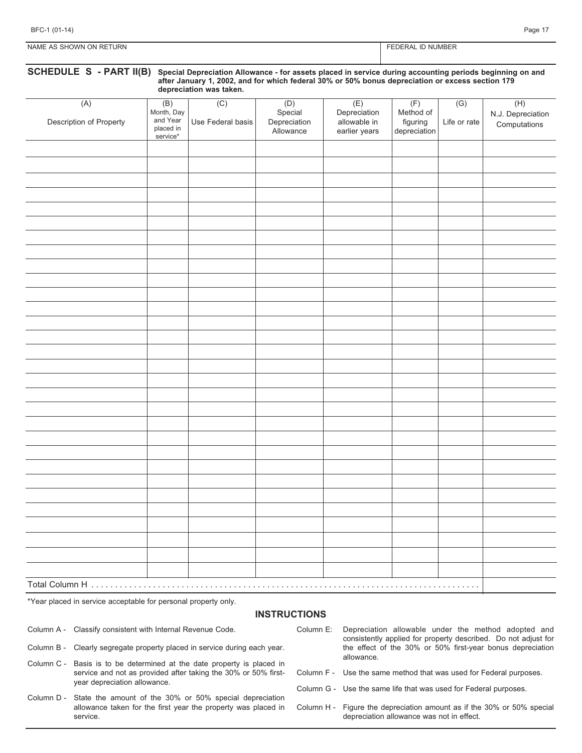NAME AS SHOWN ON RETURN | FEDERAL ID NUMBER

## SCHEDULE S - PART II(B) Special Depreciation Allowance - for assets placed in service during accounting periods beginning on and after January 1, 2002, and for which federal 30% or 50% bonus depreciation or excess section 179 depreciation was taken.

| (A) Description of Property | (B) Month, Day and Year placed in service* | (C) Use Federal basis | (D) Special Depreciation Allowance | (E) Depreciation allowable in earlier years | (F) Method of figuring depreciation | (G) Life or rate | (H) N.J. Depreciation Computations |
|---|---|---|---|---|---|---|---|
| | | | | | | | |
| | | | | | | | |
| | | | | | | | |
| | | | | | | | |
| | | | | | | | |
| | | | | | | | |
| | | | | | | | |
| | | | | | | | |
| | | | | | | | |
| | | | | | | | |
| | | | | | | | |
| | | | | | | | |
| | | | | | | | |
| | | | | | | | |
| | | | | | | | |
| | | | | | | | |
| | | | | | | | |
| | | | | | | | |
| | | | | | | | |
| | | | | | | | |
| | | | | | | | |
| | | | | | | | |
| | | | | | | | |
| | | | | | | | |
| | | | | | | | |
| | | | | | | | |
| | | | | | | | |
| | | | | | | | |
| | | | | | | | |
| | | | | | | | |
| Total Column H . . . . . . . . . . . . | | | | | | | |

*Year placed in service acceptable for personal property only.

### INSTRUCTIONS

Column A - Classify consistent with Internal Revenue Code.

Column B - Clearly segregate property placed in service during each year.

Column C - Basis is to be determined at the date property is placed in service and not as provided after taking the 30% or 50% first-year depreciation allowance.

Column D - State the amount of the 30% or 50% special depreciation allowance taken for the first year the property was placed in service.

Column E: Depreciation allowable under the method adopted and consistently applied for property described. Do not adjust for the effect of the 30% or 50% first-year bonus depreciation allowance.

Column F - Use the same method that was used for Federal purposes.

Column G - Use the same life that was used for Federal purposes.

Column H - Figure the depreciation amount as if the 30% or 50% special depreciation allowance was not in effect.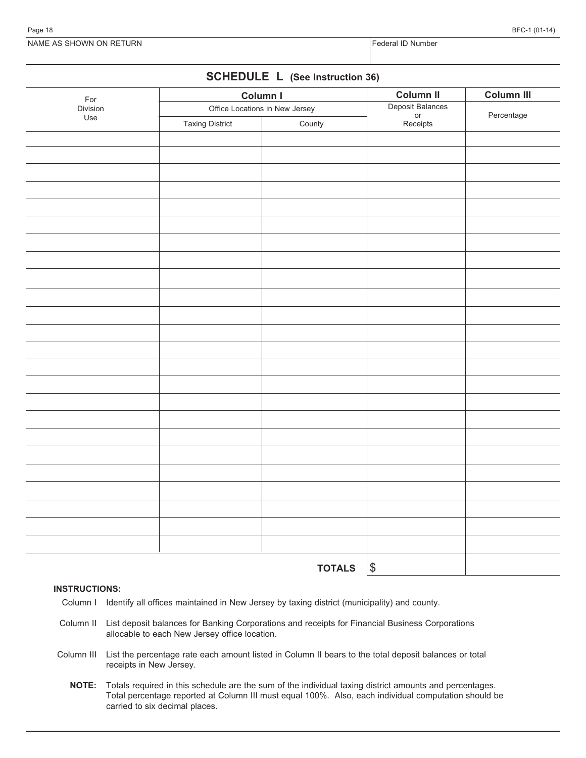| NAME AS SHOWN ON RETURN | Federal ID Number |
|---|---|
| | |

## SCHEDULE L (See Instruction 36)

| For Division Use | Column I | | Column II | Column III |
|---|---|---|---|---|
| | Office Locations in New Jersey | | Deposit Balances or Receipts | Percentage |
| | Taxing District | County | | |
| | | | | |
| | | | | |
| | | | | |
| | | | | |
| | | | | |
| | | | | |
| | | | | |
| | | | | |
| | | | | |
| | | | | |
| | | | | |
| | | | | |
| | | | | |
| | | | | |
| | | | | |
| | | | | |
| | | | | |
| | | | | |
| | | | | |
| | | | | |
| | | | | |
| | | | | |
| | | | | |
| | | | | |
| | | **TOTALS** | $ | |

**INSTRUCTIONS:**

Column I Identify all offices maintained in New Jersey by taxing district (municipality) and county.

Column II List deposit balances for Banking Corporations and receipts for Financial Business Corporations allocable to each New Jersey office location.

Column III List the percentage rate each amount listed in Column II bears to the total deposit balances or total receipts in New Jersey.

**NOTE:** Totals required in this schedule are the sum of the individual taxing district amounts and percentages. Total percentage reported at Column III must equal 100%. Also, each individual computation should be carried to six decimal places.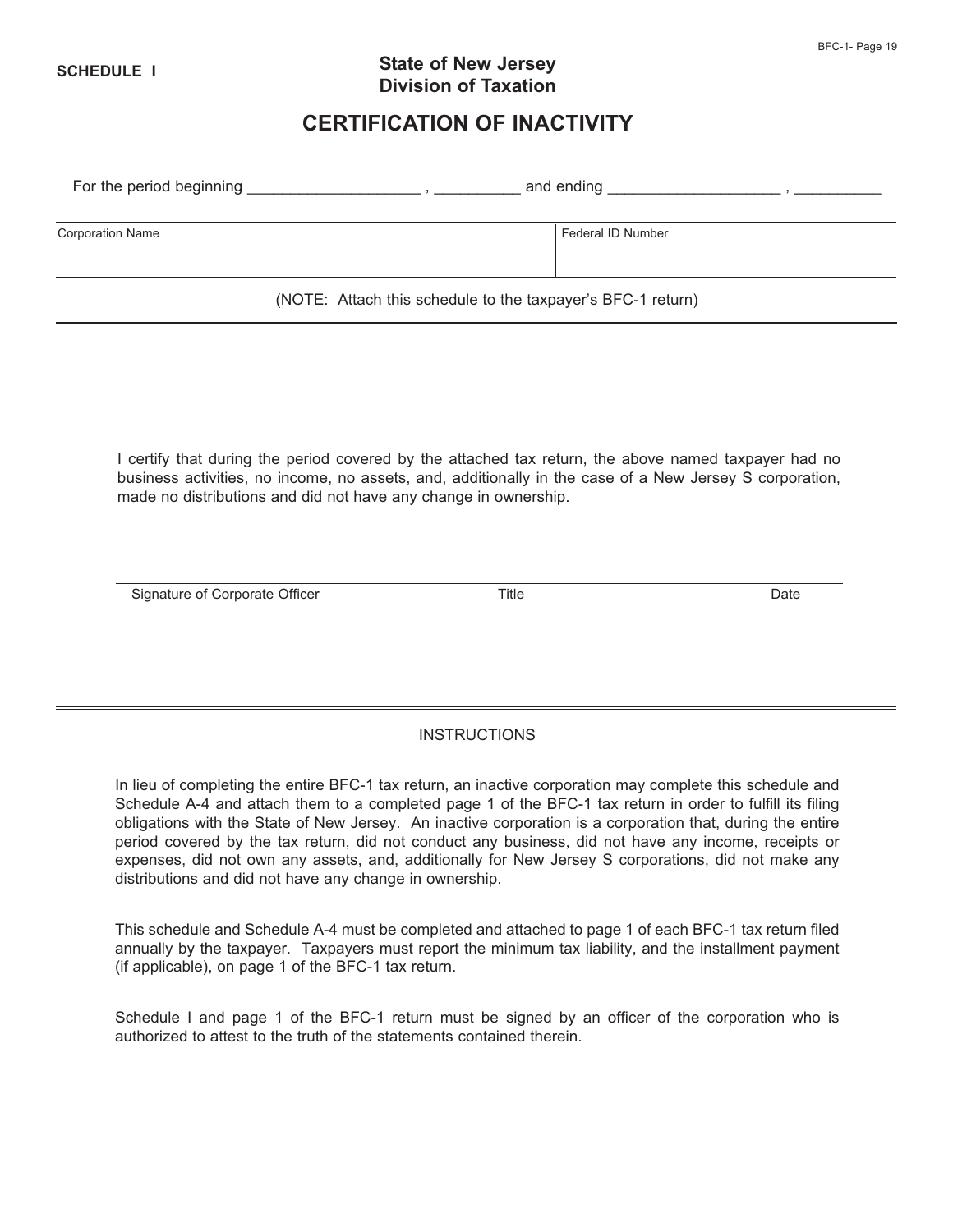**SCHEDULE I**

# State of New Jersey
## Division of Taxation

## CERTIFICATION OF INACTIVITY

For the period beginning ___________________ , _________ and ending ___________________ , _________

| Corporation Name | Federal ID Number |
|---|---|
| | |

(NOTE: Attach this schedule to the taxpayer's BFC-1 return)

I certify that during the period covered by the attached tax return, the above named taxpayer had no business activities, no income, no assets, and, additionally in the case of a New Jersey S corporation, made no distributions and did not have any change in ownership.

| Signature of Corporate Officer | Title | Date |
|---|---|---|
| | | |

INSTRUCTIONS

In lieu of completing the entire BFC-1 tax return, an inactive corporation may complete this schedule and Schedule A-4 and attach them to a completed page 1 of the BFC-1 tax return in order to fulfill its filing obligations with the State of New Jersey. An inactive corporation is a corporation that, during the entire period covered by the tax return, did not conduct any business, did not have any income, receipts or expenses, did not own any assets, and, additionally for New Jersey S corporations, did not make any distributions and did not have any change in ownership.

This schedule and Schedule A-4 must be completed and attached to page 1 of each BFC-1 tax return filed annually by the taxpayer. Taxpayers must report the minimum tax liability, and the installment payment (if applicable), on page 1 of the BFC-1 tax return.

Schedule I and page 1 of the BFC-1 return must be signed by an officer of the corporation who is authorized to attest to the truth of the statements contained therein.